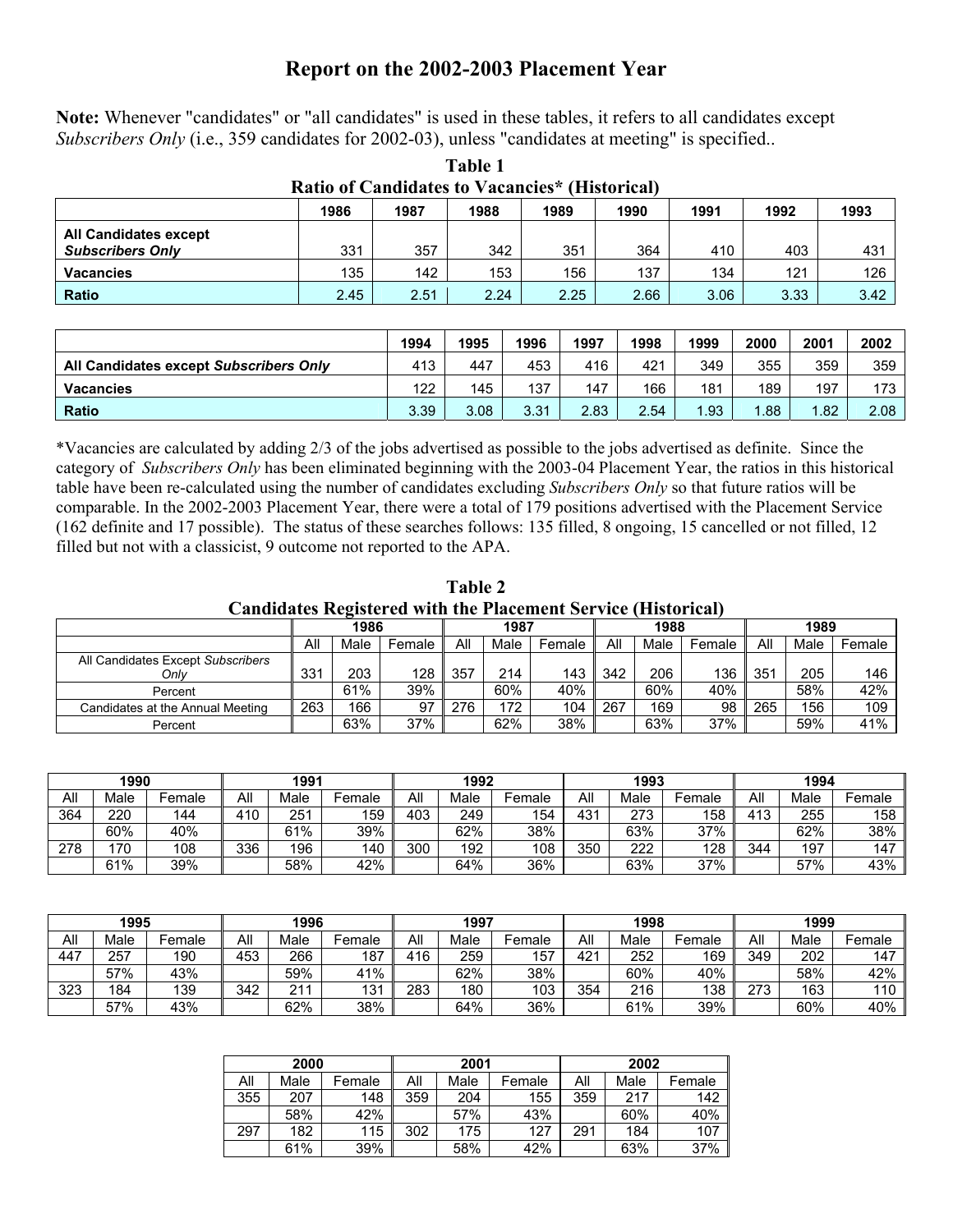# Report on the 2002-2003 Placement Year

**Note:** Whenever "candidates" or "all candidates" is used in these tables, it refers to all candidates except *Subscribers Only* (i.e., 359 candidates for 2002-03), unless "candidates at meeting" is specified..

**Table 1**
**Ratio of Candidates to Vacancies\* (Historical)**

| | 1986 | 1987 | 1988 | 1989 | 1990 | 1991 | 1992 | 1993 |
|---|---|---|---|---|---|---|---|---|
| **All Candidates except *Subscribers Only*** | 331 | 357 | 342 | 351 | 364 | 410 | 403 | 431 |
| **Vacancies** | 135 | 142 | 153 | 156 | 137 | 134 | 121 | 126 |
| **Ratio** | 2.45 | 2.51 | 2.24 | 2.25 | 2.66 | 3.06 | 3.33 | 3.42 |

| | 1994 | 1995 | 1996 | 1997 | 1998 | 1999 | 2000 | 2001 | 2002 |
|---|---|---|---|---|---|---|---|---|---|
| **All Candidates except *Subscribers Only*** | 413 | 447 | 453 | 416 | 421 | 349 | 355 | 359 | 359 |
| **Vacancies** | 122 | 145 | 137 | 147 | 166 | 181 | 189 | 197 | 173 |
| **Ratio** | 3.39 | 3.08 | 3.31 | 2.83 | 2.54 | 1.93 | 1.88 | 1.82 | 2.08 |

\*Vacancies are calculated by adding 2/3 of the jobs advertised as possible to the jobs advertised as definite. Since the category of *Subscribers Only* has been eliminated beginning with the 2003-04 Placement Year, the ratios in this historical table have been re-calculated using the number of candidates excluding *Subscribers Only* so that future ratios will be comparable. In the 2002-2003 Placement Year, there were a total of 179 positions advertised with the Placement Service (162 definite and 17 possible). The status of these searches follows: 135 filled, 8 ongoing, 15 cancelled or not filled, 12 filled but not with a classicist, 9 outcome not reported to the APA.

**Table 2**
**Candidates Registered with the Placement Service (Historical)**

| | 1986 | | | 1987 | | | 1988 | | | 1989 | | |
|---|---|---|---|---|---|---|---|---|---|---|---|---|
| | All | Male | Female | All | Male | Female | All | Male | Female | All | Male | Female |
| All Candidates Except *Subscribers Only* | 331 | 203 | 128 | 357 | 214 | 143 | 342 | 206 | 136 | 351 | 205 | 146 |
| Percent | | 61% | 39% | | 60% | 40% | | 60% | 40% | | 58% | 42% |
| Candidates at the Annual Meeting | 263 | 166 | 97 | 276 | 172 | 104 | 267 | 169 | 98 | 265 | 156 | 109 |
| Percent | | 63% | 37% | | 62% | 38% | | 63% | 37% | | 59% | 41% |

| 1990 | | | 1991 | | | 1992 | | | 1993 | | | 1994 | | |
|---|---|---|---|---|---|---|---|---|---|---|---|---|---|---|
| All | Male | Female | All | Male | Female | All | Male | Female | All | Male | Female | All | Male | Female |
| 364 | 220 | 144 | 410 | 251 | 159 | 403 | 249 | 154 | 431 | 273 | 158 | 413 | 255 | 158 |
| | 60% | 40% | | 61% | 39% | | 62% | 38% | | 63% | 37% | | 62% | 38% |
| 278 | 170 | 108 | 336 | 196 | 140 | 300 | 192 | 108 | 350 | 222 | 128 | 344 | 197 | 147 |
| | 61% | 39% | | 58% | 42% | | 64% | 36% | | 63% | 37% | | 57% | 43% |

| 1995 | | | 1996 | | | 1997 | | | 1998 | | | 1999 | | |
|---|---|---|---|---|---|---|---|---|---|---|---|---|---|---|
| All | Male | Female | All | Male | Female | All | Male | Female | All | Male | Female | All | Male | Female |
| 447 | 257 | 190 | 453 | 266 | 187 | 416 | 259 | 157 | 421 | 252 | 169 | 349 | 202 | 147 |
| | 57% | 43% | | 59% | 41% | | 62% | 38% | | 60% | 40% | | 58% | 42% |
| 323 | 184 | 139 | 342 | 211 | 131 | 283 | 180 | 103 | 354 | 216 | 138 | 273 | 163 | 110 |
| | 57% | 43% | | 62% | 38% | | 64% | 36% | | 61% | 39% | | 60% | 40% |

| 2000 | | | 2001 | | | 2002 | | |
|---|---|---|---|---|---|---|---|---|
| All | Male | Female | All | Male | Female | All | Male | Female |
| 355 | 207 | 148 | 359 | 204 | 155 | 359 | 217 | 142 |
| | 58% | 42% | | 57% | 43% | | 60% | 40% |
| 297 | 182 | 115 | 302 | 175 | 127 | 291 | 184 | 107 |
| | 61% | 39% | | 58% | 42% | | 63% | 37% |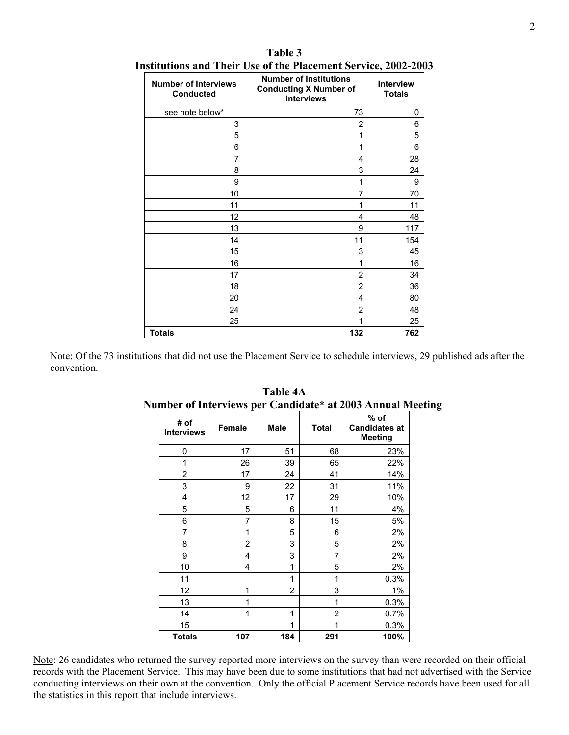**Table 3**
**Institutions and Their Use of the Placement Service, 2002-2003**

| Number of Interviews Conducted | Number of Institutions Conducting X Number of Interviews | Interview Totals |
|---|---|---|
| see note below* | 73 | 0 |
| 3 | 2 | 6 |
| 5 | 1 | 5 |
| 6 | 1 | 6 |
| 7 | 4 | 28 |
| 8 | 3 | 24 |
| 9 | 1 | 9 |
| 10 | 7 | 70 |
| 11 | 1 | 11 |
| 12 | 4 | 48 |
| 13 | 9 | 117 |
| 14 | 11 | 154 |
| 15 | 3 | 45 |
| 16 | 1 | 16 |
| 17 | 2 | 34 |
| 18 | 2 | 36 |
| 20 | 4 | 80 |
| 24 | 2 | 48 |
| 25 | 1 | 25 |
| **Totals** | **132** | **762** |

Note: Of the 73 institutions that did not use the Placement Service to schedule interviews, 29 published ads after the convention.

**Table 4A**
**Number of Interviews per Candidate* at 2003 Annual Meeting**

| # of Interviews | Female | Male | Total | % of Candidates at Meeting |
|---|---|---|---|---|
| 0 | 17 | 51 | 68 | 23% |
| 1 | 26 | 39 | 65 | 22% |
| 2 | 17 | 24 | 41 | 14% |
| 3 | 9 | 22 | 31 | 11% |
| 4 | 12 | 17 | 29 | 10% |
| 5 | 5 | 6 | 11 | 4% |
| 6 | 7 | 8 | 15 | 5% |
| 7 | 1 | 5 | 6 | 2% |
| 8 | 2 | 3 | 5 | 2% |
| 9 | 4 | 3 | 7 | 2% |
| 10 | 4 | 1 | 5 | 2% |
| 11 | | 1 | 1 | 0.3% |
| 12 | 1 | 2 | 3 | 1% |
| 13 | 1 | | 1 | 0.3% |
| 14 | 1 | 1 | 2 | 0.7% |
| 15 | | 1 | 1 | 0.3% |
| **Totals** | **107** | **184** | **291** | **100%** |

Note: 26 candidates who returned the survey reported more interviews on the survey than were recorded on their official records with the Placement Service. This may have been due to some institutions that had not advertised with the Service conducting interviews on their own at the convention. Only the official Placement Service records have been used for all the statistics in this report that include interviews.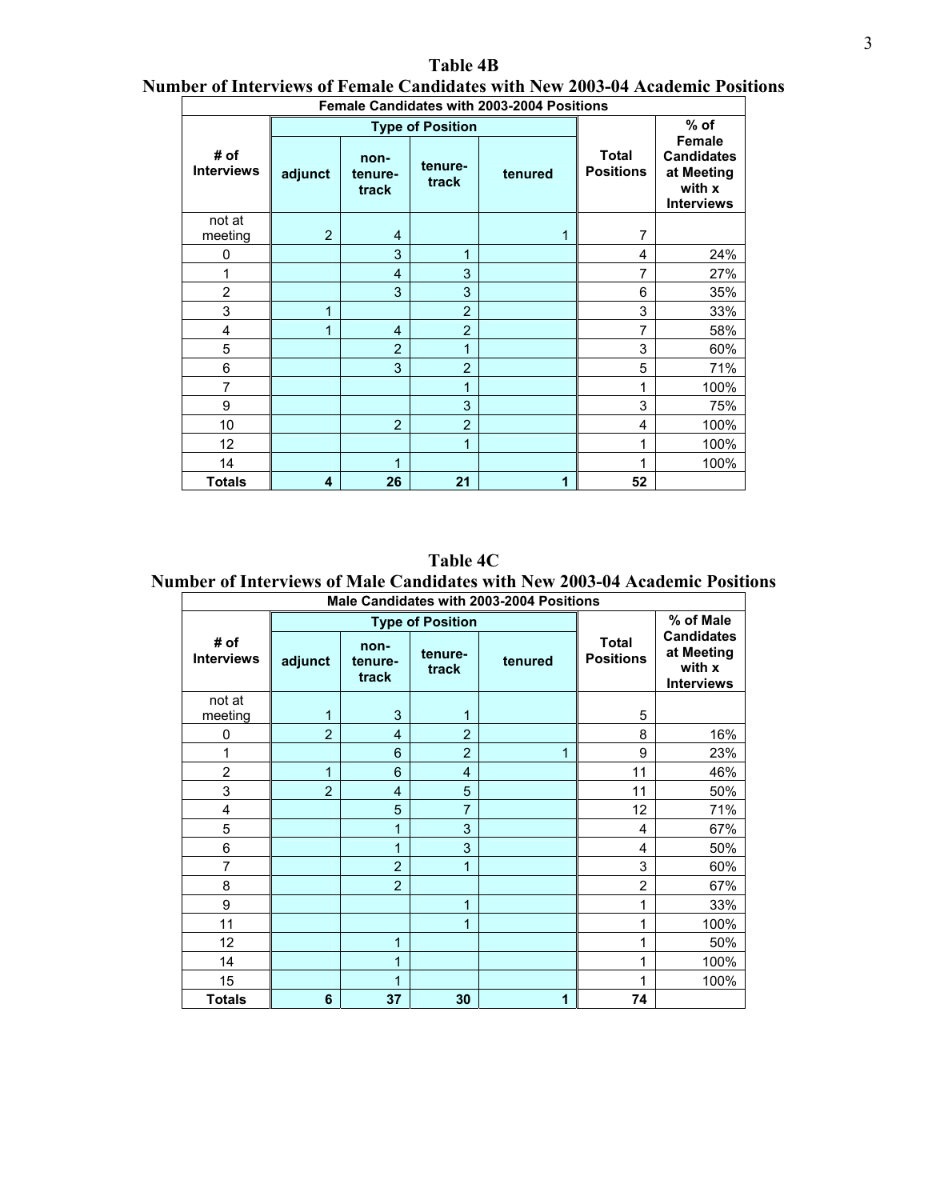## Table 4B
## Number of Interviews of Female Candidates with New 2003-04 Academic Positions

| Female Candidates with 2003-2004 Positions | | | | | | |
|---|---|---|---|---|---|---|
| | Type of Position | | | | | |
| # of Interviews | adjunct | non-tenure-track | tenure-track | tenured | Total Positions | % of Female Candidates at Meeting with x Interviews |
| not at meeting | 2 | 4 | | 1 | 7 | |
| 0 | | 3 | 1 | | 4 | 24% |
| 1 | | 4 | 3 | | 7 | 27% |
| 2 | | 3 | 3 | | 6 | 35% |
| 3 | 1 | | 2 | | 3 | 33% |
| 4 | 1 | 4 | 2 | | 7 | 58% |
| 5 | | 2 | 1 | | 3 | 60% |
| 6 | | 3 | 2 | | 5 | 71% |
| 7 | | | 1 | | 1 | 100% |
| 9 | | | 3 | | 3 | 75% |
| 10 | | 2 | 2 | | 4 | 100% |
| 12 | | | 1 | | 1 | 100% |
| 14 | | 1 | | | 1 | 100% |
| **Totals** | **4** | **26** | **21** | **1** | **52** | |

## Table 4C
## Number of Interviews of Male Candidates with New 2003-04 Academic Positions

| Male Candidates with 2003-2004 Positions | | | | | | |
|---|---|---|---|---|---|---|
| | Type of Position | | | | | |
| # of Interviews | adjunct | non-tenure-track | tenure-track | tenured | Total Positions | % of Male Candidates at Meeting with x Interviews |
| not at meeting | 1 | 3 | 1 | | 5 | |
| 0 | 2 | 4 | 2 | | 8 | 16% |
| 1 | | 6 | 2 | 1 | 9 | 23% |
| 2 | 1 | 6 | 4 | | 11 | 46% |
| 3 | 2 | 4 | 5 | | 11 | 50% |
| 4 | | 5 | 7 | | 12 | 71% |
| 5 | | 1 | 3 | | 4 | 67% |
| 6 | | 1 | 3 | | 4 | 50% |
| 7 | | 2 | 1 | | 3 | 60% |
| 8 | | 2 | | | 2 | 67% |
| 9 | | | 1 | | 1 | 33% |
| 11 | | | 1 | | 1 | 100% |
| 12 | | 1 | | | 1 | 50% |
| 14 | | 1 | | | 1 | 100% |
| 15 | | 1 | | | 1 | 100% |
| **Totals** | **6** | **37** | **30** | **1** | **74** | |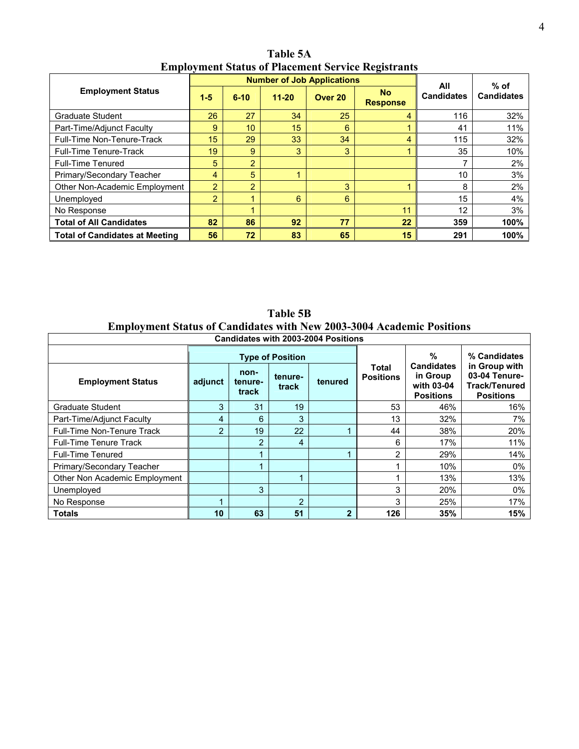**Table 5A**
**Employment Status of Placement Service Registrants**

| Employment Status | Number of Job Applications | | | | | All Candidates | % of Candidates |
|---|---|---|---|---|---|---|---|
| | 1-5 | 6-10 | 11-20 | Over 20 | No Response | | |
| Graduate Student | 26 | 27 | 34 | 25 | 4 | 116 | 32% |
| Part-Time/Adjunct Faculty | 9 | 10 | 15 | 6 | 1 | 41 | 11% |
| Full-Time Non-Tenure-Track | 15 | 29 | 33 | 34 | 4 | 115 | 32% |
| Full-Time Tenure-Track | 19 | 9 | 3 | 3 | 1 | 35 | 10% |
| Full-Time Tenured | 5 | 2 | | | | 7 | 2% |
| Primary/Secondary Teacher | 4 | 5 | 1 | | | 10 | 3% |
| Other Non-Academic Employment | 2 | 2 | | 3 | 1 | 8 | 2% |
| Unemployed | 2 | 1 | 6 | 6 | | 15 | 4% |
| No Response | | 1 | | | 11 | 12 | 3% |
| **Total of All Candidates** | **82** | **86** | **92** | **77** | **22** | **359** | **100%** |
| **Total of Candidates at Meeting** | **56** | **72** | **83** | **65** | **15** | **291** | **100%** |

**Table 5B**
**Employment Status of Candidates with New 2003-3004 Academic Positions**

| Candidates with 2003-2004 Positions | | | | | | | |
|---|---|---|---|---|---|---|---|
| | Type of Position | | | | | | |
| Employment Status | adjunct | non-tenure-track | tenure-track | tenured | Total Positions | % Candidates in Group with 03-04 Positions | % Candidates in Group with 03-04 Tenure-Track/Tenured Positions |
| Graduate Student | 3 | 31 | 19 | | 53 | 46% | 16% |
| Part-Time/Adjunct Faculty | 4 | 6 | 3 | | 13 | 32% | 7% |
| Full-Time Non-Tenure Track | 2 | 19 | 22 | 1 | 44 | 38% | 20% |
| Full-Time Tenure Track | | 2 | 4 | | 6 | 17% | 11% |
| Full-Time Tenured | | 1 | | 1 | 2 | 29% | 14% |
| Primary/Secondary Teacher | | 1 | | | 1 | 10% | 0% |
| Other Non Academic Employment | | | 1 | | 1 | 13% | 13% |
| Unemployed | | 3 | | | 3 | 20% | 0% |
| No Response | 1 | | 2 | | 3 | 25% | 17% |
| **Totals** | **10** | **63** | **51** | **2** | **126** | **35%** | **15%** |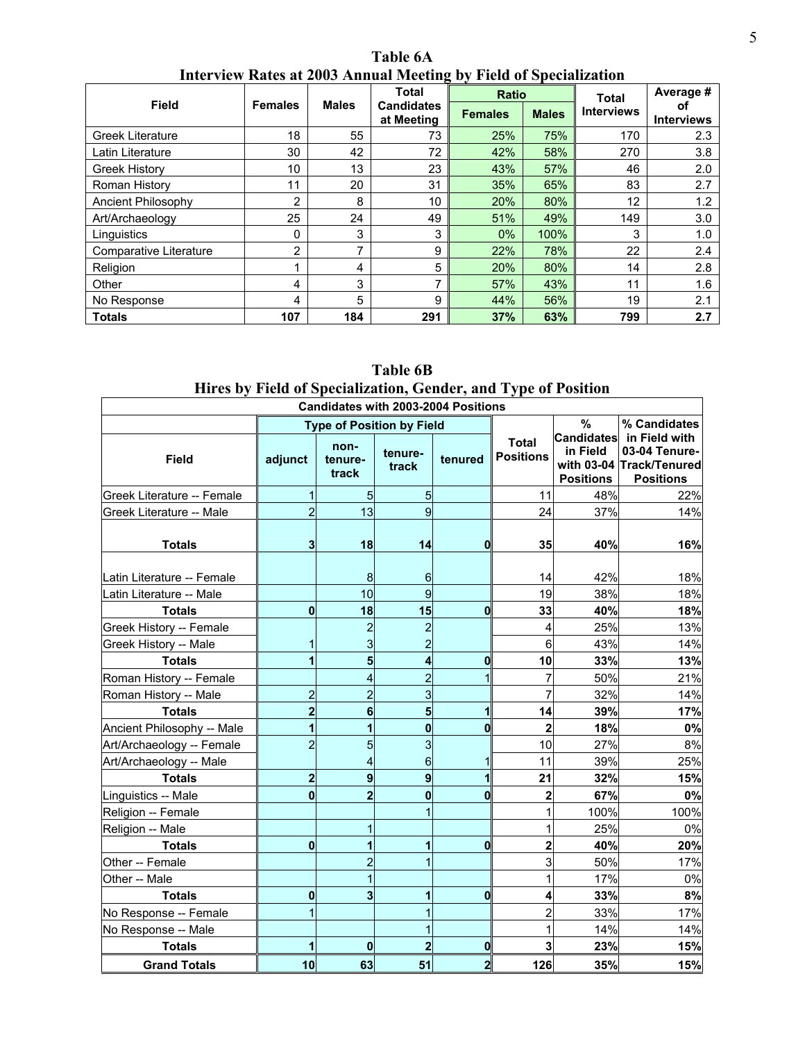## Table 6A
## Interview Rates at 2003 Annual Meeting by Field of Specialization

| Field | Females | Males | Total Candidates at Meeting | Ratio | | Total Interviews | Average # of Interviews |
|---|---|---|---|---|---|---|---|
| | | | | Females | Males | | |
| Greek Literature | 18 | 55 | 73 | 25% | 75% | 170 | 2.3 |
| Latin Literature | 30 | 42 | 72 | 42% | 58% | 270 | 3.8 |
| Greek History | 10 | 13 | 23 | 43% | 57% | 46 | 2.0 |
| Roman History | 11 | 20 | 31 | 35% | 65% | 83 | 2.7 |
| Ancient Philosophy | 2 | 8 | 10 | 20% | 80% | 12 | 1.2 |
| Art/Archaeology | 25 | 24 | 49 | 51% | 49% | 149 | 3.0 |
| Linguistics | 0 | 3 | 3 | 0% | 100% | 3 | 1.0 |
| Comparative Literature | 2 | 7 | 9 | 22% | 78% | 22 | 2.4 |
| Religion | 1 | 4 | 5 | 20% | 80% | 14 | 2.8 |
| Other | 4 | 3 | 7 | 57% | 43% | 11 | 1.6 |
| No Response | 4 | 5 | 9 | 44% | 56% | 19 | 2.1 |
| **Totals** | **107** | **184** | **291** | **37%** | **63%** | **799** | **2.7** |

## Table 6B
## Hires by Field of Specialization, Gender, and Type of Position

| Candidates with 2003-2004 Positions | | | | | | | |
|---|---|---|---|---|---|---|---|
| | Type of Position by Field | | | | | | |
| Field | adjunct | non-tenure-track | tenure-track | tenured | Total Positions | % Candidates in Field with 03-04 Positions | % Candidates in Field with 03-04 Tenure-Track/Tenured Positions |
| Greek Literature -- Female | 1 | 5 | 5 | | 11 | 48% | 22% |
| Greek Literature -- Male | 2 | 13 | 9 | | 24 | 37% | 14% |
| **Totals** | **3** | **18** | **14** | **0** | **35** | **40%** | **16%** |
| Latin Literature -- Female | | 8 | 6 | | 14 | 42% | 18% |
| Latin Literature -- Male | | 10 | 9 | | 19 | 38% | 18% |
| **Totals** | **0** | **18** | **15** | **0** | **33** | **40%** | **18%** |
| Greek History -- Female | | 2 | 2 | | 4 | 25% | 13% |
| Greek History -- Male | 1 | 3 | 2 | | 6 | 43% | 14% |
| **Totals** | **1** | **5** | **4** | **0** | **10** | **33%** | **13%** |
| Roman History -- Female | | 4 | 2 | 1 | 7 | 50% | 21% |
| Roman History -- Male | 2 | 2 | 3 | | 7 | 32% | 14% |
| **Totals** | **2** | **6** | **5** | **1** | **14** | **39%** | **17%** |
| Ancient Philosophy -- Male | **1** | **1** | **0** | **0** | **2** | **18%** | **0%** |
| Art/Archaeology -- Female | 2 | 5 | 3 | | 10 | 27% | 8% |
| Art/Archaeology -- Male | | 4 | 6 | 1 | 11 | 39% | 25% |
| **Totals** | **2** | **9** | **9** | **1** | **21** | **32%** | **15%** |
| Linguistics -- Male | **0** | **2** | **0** | **0** | **2** | **67%** | **0%** |
| Religion -- Female | | | 1 | | 1 | 100% | 100% |
| Religion -- Male | | 1 | | | 1 | 25% | 0% |
| **Totals** | **0** | **1** | **1** | **0** | **2** | **40%** | **20%** |
| Other -- Female | | 2 | 1 | | 3 | 50% | 17% |
| Other -- Male | | 1 | | | 1 | 17% | 0% |
| **Totals** | **0** | **3** | **1** | **0** | **4** | **33%** | **8%** |
| No Response -- Female | 1 | | 1 | | 2 | 33% | 17% |
| No Response -- Male | | | 1 | | 1 | 14% | 14% |
| **Totals** | **1** | **0** | **2** | **0** | **3** | **23%** | **15%** |
| **Grand Totals** | **10** | **63** | **51** | **2** | **126** | **35%** | **15%** |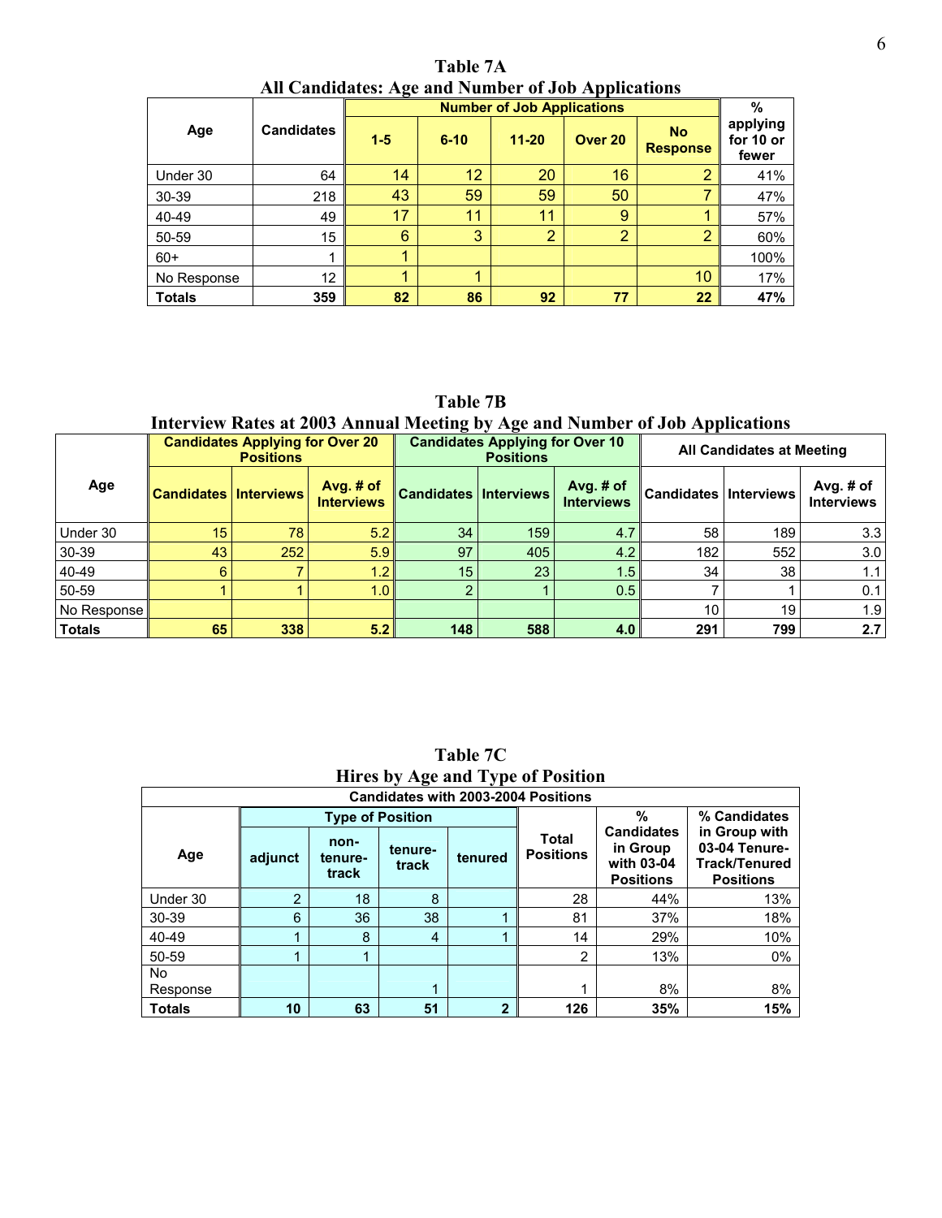## Table 7A
## All Candidates: Age and Number of Job Applications

| Age | Candidates | Number of Job Applications | | | | | % applying for 10 or fewer |
|---|---|---|---|---|---|---|---|
| | | 1-5 | 6-10 | 11-20 | Over 20 | No Response | |
| Under 30 | 64 | 14 | 12 | 20 | 16 | 2 | 41% |
| 30-39 | 218 | 43 | 59 | 59 | 50 | 7 | 47% |
| 40-49 | 49 | 17 | 11 | 11 | 9 | 1 | 57% |
| 50-59 | 15 | 6 | 3 | 2 | 2 | 2 | 60% |
| 60+ | 1 | 1 | | | | | 100% |
| No Response | 12 | 1 | 1 | | | 10 | 17% |
| **Totals** | **359** | **82** | **86** | **92** | **77** | **22** | **47%** |

## Table 7B
## Interview Rates at 2003 Annual Meeting by Age and Number of Job Applications

| Age | Candidates Applying for Over 20 Positions | | | Candidates Applying for Over 10 Positions | | | All Candidates at Meeting | | |
|---|---|---|---|---|---|---|---|---|---|
| | Candidates | Interviews | Avg. # of Interviews | Candidates | Interviews | Avg. # of Interviews | Candidates | Interviews | Avg. # of Interviews |
| Under 30 | 15 | 78 | 5.2 | 34 | 159 | 4.7 | 58 | 189 | 3.3 |
| 30-39 | 43 | 252 | 5.9 | 97 | 405 | 4.2 | 182 | 552 | 3.0 |
| 40-49 | 6 | 7 | 1.2 | 15 | 23 | 1.5 | 34 | 38 | 1.1 |
| 50-59 | 1 | 1 | 1.0 | 2 | 1 | 0.5 | 7 | 1 | 0.1 |
| No Response | | | | | | | 10 | 19 | 1.9 |
| **Totals** | **65** | **338** | **5.2** | **148** | **588** | **4.0** | **291** | **799** | **2.7** |

## Table 7C
## Hires by Age and Type of Position

| Candidates with 2003-2004 Positions | | | | | | | |
|---|---|---|---|---|---|---|---|
| Age | Type of Position | | | | Total Positions | % Candidates in Group with 03-04 Positions | % Candidates in Group with 03-04 Tenure-Track/Tenured Positions |
| | adjunct | non-tenure-track | tenure-track | tenured | | | |
| Under 30 | 2 | 18 | 8 | | 28 | 44% | 13% |
| 30-39 | 6 | 36 | 38 | 1 | 81 | 37% | 18% |
| 40-49 | 1 | 8 | 4 | 1 | 14 | 29% | 10% |
| 50-59 | 1 | 1 | | | 2 | 13% | 0% |
| No Response | | | 1 | | 1 | 8% | 8% |
| **Totals** | **10** | **63** | **51** | **2** | **126** | **35%** | **15%** |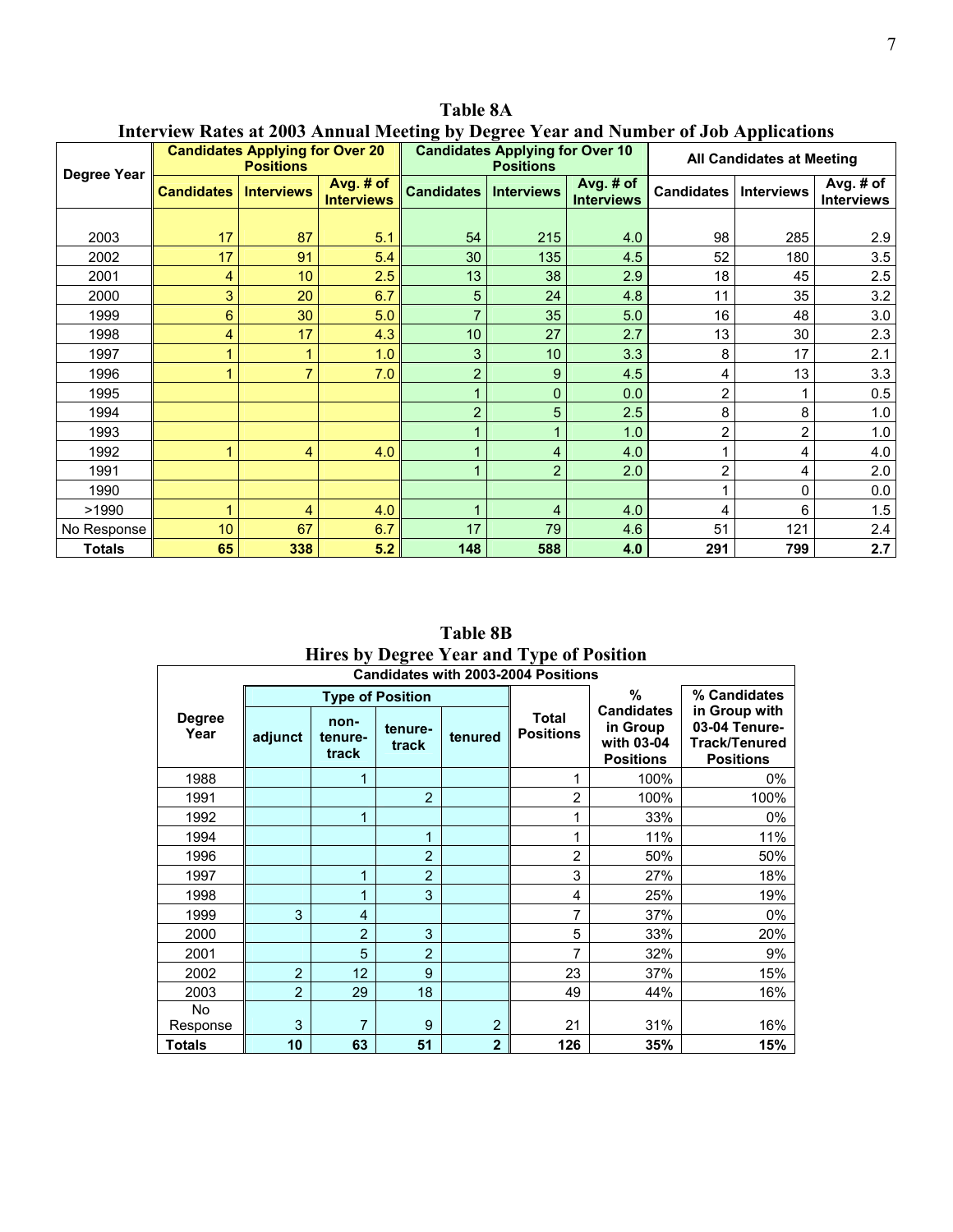**Table 8A**
**Interview Rates at 2003 Annual Meeting by Degree Year and Number of Job Applications**

| Degree Year | Candidates Applying for Over 20 Positions | | | Candidates Applying for Over 10 Positions | | | All Candidates at Meeting | | |
|---|---|---|---|---|---|---|---|---|---|
| | Candidates | Interviews | Avg. # of Interviews | Candidates | Interviews | Avg. # of Interviews | Candidates | Interviews | Avg. # of Interviews |
| 2003 | 17 | 87 | 5.1 | 54 | 215 | 4.0 | 98 | 285 | 2.9 |
| 2002 | 17 | 91 | 5.4 | 30 | 135 | 4.5 | 52 | 180 | 3.5 |
| 2001 | 4 | 10 | 2.5 | 13 | 38 | 2.9 | 18 | 45 | 2.5 |
| 2000 | 3 | 20 | 6.7 | 5 | 24 | 4.8 | 11 | 35 | 3.2 |
| 1999 | 6 | 30 | 5.0 | 7 | 35 | 5.0 | 16 | 48 | 3.0 |
| 1998 | 4 | 17 | 4.3 | 10 | 27 | 2.7 | 13 | 30 | 2.3 |
| 1997 | 1 | 1 | 1.0 | 3 | 10 | 3.3 | 8 | 17 | 2.1 |
| 1996 | 1 | 7 | 7.0 | 2 | 9 | 4.5 | 4 | 13 | 3.3 |
| 1995 | | | | 1 | 0 | 0.0 | 2 | 1 | 0.5 |
| 1994 | | | | 2 | 5 | 2.5 | 8 | 8 | 1.0 |
| 1993 | | | | 1 | 1 | 1.0 | 2 | 2 | 1.0 |
| 1992 | 1 | 4 | 4.0 | 1 | 4 | 4.0 | 1 | 4 | 4.0 |
| 1991 | | | | 1 | 2 | 2.0 | 2 | 4 | 2.0 |
| 1990 | | | | | | | 1 | 0 | 0.0 |
| >1990 | 1 | 4 | 4.0 | 1 | 4 | 4.0 | 4 | 6 | 1.5 |
| No Response | 10 | 67 | 6.7 | 17 | 79 | 4.6 | 51 | 121 | 2.4 |
| **Totals** | **65** | **338** | **5.2** | **148** | **588** | **4.0** | **291** | **799** | **2.7** |

**Table 8B**
**Hires by Degree Year and Type of Position**

| Candidates with 2003-2004 Positions | | | | | | | |
|---|---|---|---|---|---|---|---|
| Degree Year | Type of Position | | | | Total Positions | % Candidates in Group with 03-04 Positions | % Candidates in Group with 03-04 Tenure-Track/Tenured Positions |
| | adjunct | non-tenure-track | tenure-track | tenured | | | |
| 1988 | | 1 | | | 1 | 100% | 0% |
| 1991 | | | 2 | | 2 | 100% | 100% |
| 1992 | | 1 | | | 1 | 33% | 0% |
| 1994 | | | 1 | | 1 | 11% | 11% |
| 1996 | | | 2 | | 2 | 50% | 50% |
| 1997 | | 1 | 2 | | 3 | 27% | 18% |
| 1998 | | 1 | 3 | | 4 | 25% | 19% |
| 1999 | 3 | 4 | | | 7 | 37% | 0% |
| 2000 | | 2 | 3 | | 5 | 33% | 20% |
| 2001 | | 5 | 2 | | 7 | 32% | 9% |
| 2002 | 2 | 12 | 9 | | 23 | 37% | 15% |
| 2003 | 2 | 29 | 18 | | 49 | 44% | 16% |
| No Response | 3 | 7 | 9 | 2 | 21 | 31% | 16% |
| **Totals** | **10** | **63** | **51** | **2** | **126** | **35%** | **15%** |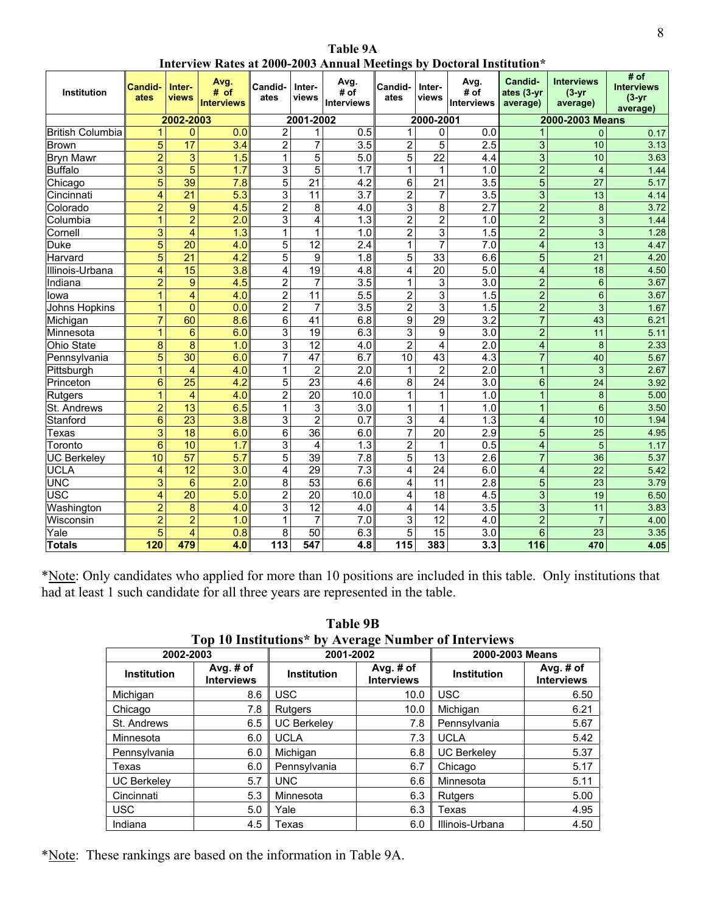**Table 9A**
**Interview Rates at 2000-2003 Annual Meetings by Doctoral Institution***

| Institution | Candid-ates | Inter-views | Avg. # of Interviews | Candid-ates | Inter-views | Avg. # of Interviews | Candid-ates | Inter-views | Avg. # of Interviews | Candid-ates (3-yr average) | Interviews (3-yr average) | # of Interviews (3-yr average) |
|---|---|---|---|---|---|---|---|---|---|---|---|---|
| | 2002-2003 | | | 2001-2002 | | | 2000-2001 | | | 2000-2003 Means | | |
| British Columbia | 1 | 0 | 0.0 | 2 | 1 | 0.5 | 1 | 0 | 0.0 | 1 | 0 | 0.17 |
| Brown | 5 | 17 | 3.4 | 2 | 7 | 3.5 | 2 | 5 | 2.5 | 3 | 10 | 3.13 |
| Bryn Mawr | 2 | 3 | 1.5 | 1 | 5 | 5.0 | 5 | 22 | 4.4 | 3 | 10 | 3.63 |
| Buffalo | 3 | 5 | 1.7 | 3 | 5 | 1.7 | 1 | 1 | 1.0 | 2 | 4 | 1.44 |
| Chicago | 5 | 39 | 7.8 | 5 | 21 | 4.2 | 6 | 21 | 3.5 | 5 | 27 | 5.17 |
| Cincinnati | 4 | 21 | 5.3 | 3 | 11 | 3.7 | 2 | 7 | 3.5 | 3 | 13 | 4.14 |
| Colorado | 2 | 9 | 4.5 | 2 | 8 | 4.0 | 3 | 8 | 2.7 | 2 | 8 | 3.72 |
| Columbia | 1 | 2 | 2.0 | 3 | 4 | 1.3 | 2 | 2 | 1.0 | 2 | 3 | 1.44 |
| Cornell | 3 | 4 | 1.3 | 1 | 1 | 1.0 | 2 | 3 | 1.5 | 2 | 3 | 1.28 |
| Duke | 5 | 20 | 4.0 | 5 | 12 | 2.4 | 1 | 7 | 7.0 | 4 | 13 | 4.47 |
| Harvard | 5 | 21 | 4.2 | 5 | 9 | 1.8 | 5 | 33 | 6.6 | 5 | 21 | 4.20 |
| Illinois-Urbana | 4 | 15 | 3.8 | 4 | 19 | 4.8 | 4 | 20 | 5.0 | 4 | 18 | 4.50 |
| Indiana | 2 | 9 | 4.5 | 2 | 7 | 3.5 | 1 | 3 | 3.0 | 2 | 6 | 3.67 |
| Iowa | 1 | 4 | 4.0 | 2 | 11 | 5.5 | 2 | 3 | 1.5 | 2 | 6 | 3.67 |
| Johns Hopkins | 1 | 0 | 0.0 | 2 | 7 | 3.5 | 2 | 3 | 1.5 | 2 | 3 | 1.67 |
| Michigan | 7 | 60 | 8.6 | 6 | 41 | 6.8 | 9 | 29 | 3.2 | 7 | 43 | 6.21 |
| Minnesota | 1 | 6 | 6.0 | 3 | 19 | 6.3 | 3 | 9 | 3.0 | 2 | 11 | 5.11 |
| Ohio State | 8 | 8 | 1.0 | 3 | 12 | 4.0 | 2 | 4 | 2.0 | 4 | 8 | 2.33 |
| Pennsylvania | 5 | 30 | 6.0 | 7 | 47 | 6.7 | 10 | 43 | 4.3 | 7 | 40 | 5.67 |
| Pittsburgh | 1 | 4 | 4.0 | 1 | 2 | 2.0 | 1 | 2 | 2.0 | 1 | 3 | 2.67 |
| Princeton | 6 | 25 | 4.2 | 5 | 23 | 4.6 | 8 | 24 | 3.0 | 6 | 24 | 3.92 |
| Rutgers | 1 | 4 | 4.0 | 2 | 20 | 10.0 | 1 | 1 | 1.0 | 1 | 8 | 5.00 |
| St. Andrews | 2 | 13 | 6.5 | 1 | 3 | 3.0 | 1 | 1 | 1.0 | 1 | 6 | 3.50 |
| Stanford | 6 | 23 | 3.8 | 3 | 2 | 0.7 | 3 | 4 | 1.3 | 4 | 10 | 1.94 |
| Texas | 3 | 18 | 6.0 | 6 | 36 | 6.0 | 7 | 20 | 2.9 | 5 | 25 | 4.95 |
| Toronto | 6 | 10 | 1.7 | 3 | 4 | 1.3 | 2 | 1 | 0.5 | 4 | 5 | 1.17 |
| UC Berkeley | 10 | 57 | 5.7 | 5 | 39 | 7.8 | 5 | 13 | 2.6 | 7 | 36 | 5.37 |
| UCLA | 4 | 12 | 3.0 | 4 | 29 | 7.3 | 4 | 24 | 6.0 | 4 | 22 | 5.42 |
| UNC | 3 | 6 | 2.0 | 8 | 53 | 6.6 | 4 | 11 | 2.8 | 5 | 23 | 3.79 |
| USC | 4 | 20 | 5.0 | 2 | 20 | 10.0 | 4 | 18 | 4.5 | 3 | 19 | 6.50 |
| Washington | 2 | 8 | 4.0 | 3 | 12 | 4.0 | 4 | 14 | 3.5 | 3 | 11 | 3.83 |
| Wisconsin | 2 | 2 | 1.0 | 1 | 7 | 7.0 | 3 | 12 | 4.0 | 2 | 7 | 4.00 |
| Yale | 5 | 4 | 0.8 | 8 | 50 | 6.3 | 5 | 15 | 3.0 | 6 | 23 | 3.35 |
| **Totals** | **120** | **479** | **4.0** | **113** | **547** | **4.8** | **115** | **383** | **3.3** | **116** | **470** | **4.05** |

*Note: Only candidates who applied for more than 10 positions are included in this table. Only institutions that had at least 1 such candidate for all three years are represented in the table.

**Table 9B**
**Top 10 Institutions* by Average Number of Interviews**

| 2002-2003 | | 2001-2002 | | 2000-2003 Means | |
|---|---|---|---|---|---|
| Institution | Avg. # of Interviews | Institution | Avg. # of Interviews | Institution | Avg. # of Interviews |
| Michigan | 8.6 | USC | 10.0 | USC | 6.50 |
| Chicago | 7.8 | Rutgers | 10.0 | Michigan | 6.21 |
| St. Andrews | 6.5 | UC Berkeley | 7.8 | Pennsylvania | 5.67 |
| Minnesota | 6.0 | UCLA | 7.3 | UCLA | 5.42 |
| Pennsylvania | 6.0 | Michigan | 6.8 | UC Berkeley | 5.37 |
| Texas | 6.0 | Pennsylvania | 6.7 | Chicago | 5.17 |
| UC Berkeley | 5.7 | UNC | 6.6 | Minnesota | 5.11 |
| Cincinnati | 5.3 | Minnesota | 6.3 | Rutgers | 5.00 |
| USC | 5.0 | Yale | 6.3 | Texas | 4.95 |
| Indiana | 4.5 | Texas | 6.0 | Illinois-Urbana | 4.50 |

*Note: These rankings are based on the information in Table 9A.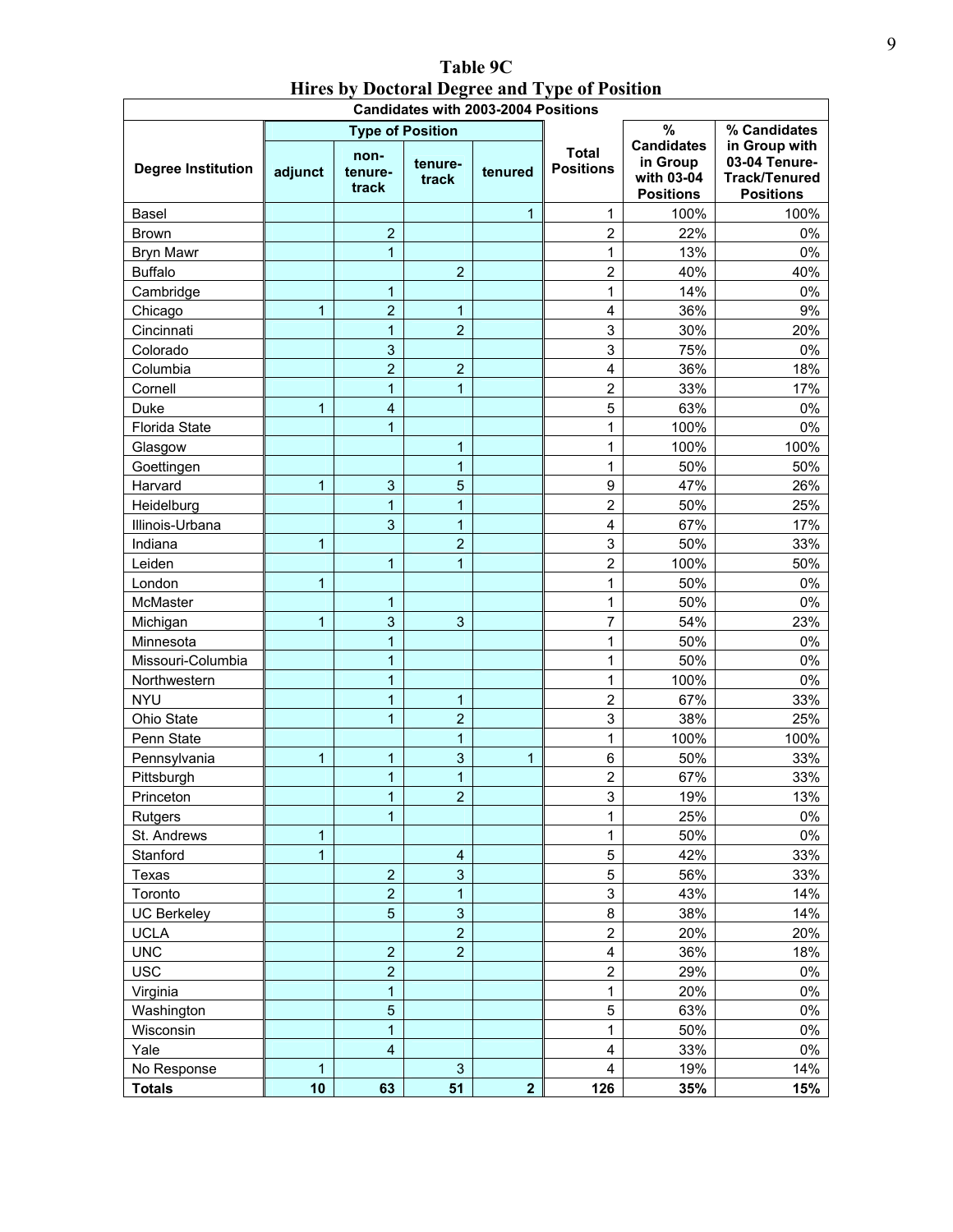# Table 9C
## Hires by Doctoral Degree and Type of Position

| Candidates with 2003-2004 Positions | | | | | | | |
|---|---|---|---|---|---|---|---|
| | Type of Position | | | | | | |
| Degree Institution | adjunct | non-tenure-track | tenure-track | tenured | Total Positions | % Candidates in Group with 03-04 Positions | % Candidates in Group with 03-04 Tenure-Track/Tenured Positions |
| Basel | | | | 1 | 1 | 100% | 100% |
| Brown | | 2 | | | 2 | 22% | 0% |
| Bryn Mawr | | 1 | | | 1 | 13% | 0% |
| Buffalo | | | 2 | | 2 | 40% | 40% |
| Cambridge | | 1 | | | 1 | 14% | 0% |
| Chicago | 1 | 2 | 1 | | 4 | 36% | 9% |
| Cincinnati | | 1 | 2 | | 3 | 30% | 20% |
| Colorado | | 3 | | | 3 | 75% | 0% |
| Columbia | | 2 | 2 | | 4 | 36% | 18% |
| Cornell | | 1 | 1 | | 2 | 33% | 17% |
| Duke | 1 | 4 | | | 5 | 63% | 0% |
| Florida State | | 1 | | | 1 | 100% | 0% |
| Glasgow | | | 1 | | 1 | 100% | 100% |
| Goettingen | | | 1 | | 1 | 50% | 50% |
| Harvard | 1 | 3 | 5 | | 9 | 47% | 26% |
| Heidelburg | | 1 | 1 | | 2 | 50% | 25% |
| Illinois-Urbana | | 3 | 1 | | 4 | 67% | 17% |
| Indiana | 1 | | 2 | | 3 | 50% | 33% |
| Leiden | | 1 | 1 | | 2 | 100% | 50% |
| London | 1 | | | | 1 | 50% | 0% |
| McMaster | | 1 | | | 1 | 50% | 0% |
| Michigan | 1 | 3 | 3 | | 7 | 54% | 23% |
| Minnesota | | 1 | | | 1 | 50% | 0% |
| Missouri-Columbia | | 1 | | | 1 | 50% | 0% |
| Northwestern | | 1 | | | 1 | 100% | 0% |
| NYU | | 1 | 1 | | 2 | 67% | 33% |
| Ohio State | | 1 | 2 | | 3 | 38% | 25% |
| Penn State | | | 1 | | 1 | 100% | 100% |
| Pennsylvania | 1 | 1 | 3 | 1 | 6 | 50% | 33% |
| Pittsburgh | | 1 | 1 | | 2 | 67% | 33% |
| Princeton | | 1 | 2 | | 3 | 19% | 13% |
| Rutgers | | 1 | | | 1 | 25% | 0% |
| St. Andrews | 1 | | | | 1 | 50% | 0% |
| Stanford | 1 | | 4 | | 5 | 42% | 33% |
| Texas | | 2 | 3 | | 5 | 56% | 33% |
| Toronto | | 2 | 1 | | 3 | 43% | 14% |
| UC Berkeley | | 5 | 3 | | 8 | 38% | 14% |
| UCLA | | | 2 | | 2 | 20% | 20% |
| UNC | | 2 | 2 | | 4 | 36% | 18% |
| USC | | 2 | | | 2 | 29% | 0% |
| Virginia | | 1 | | | 1 | 20% | 0% |
| Washington | | 5 | | | 5 | 63% | 0% |
| Wisconsin | | 1 | | | 1 | 50% | 0% |
| Yale | | 4 | | | 4 | 33% | 0% |
| No Response | 1 | | 3 | | 4 | 19% | 14% |
| **Totals** | **10** | **63** | **51** | **2** | **126** | **35%** | **15%** |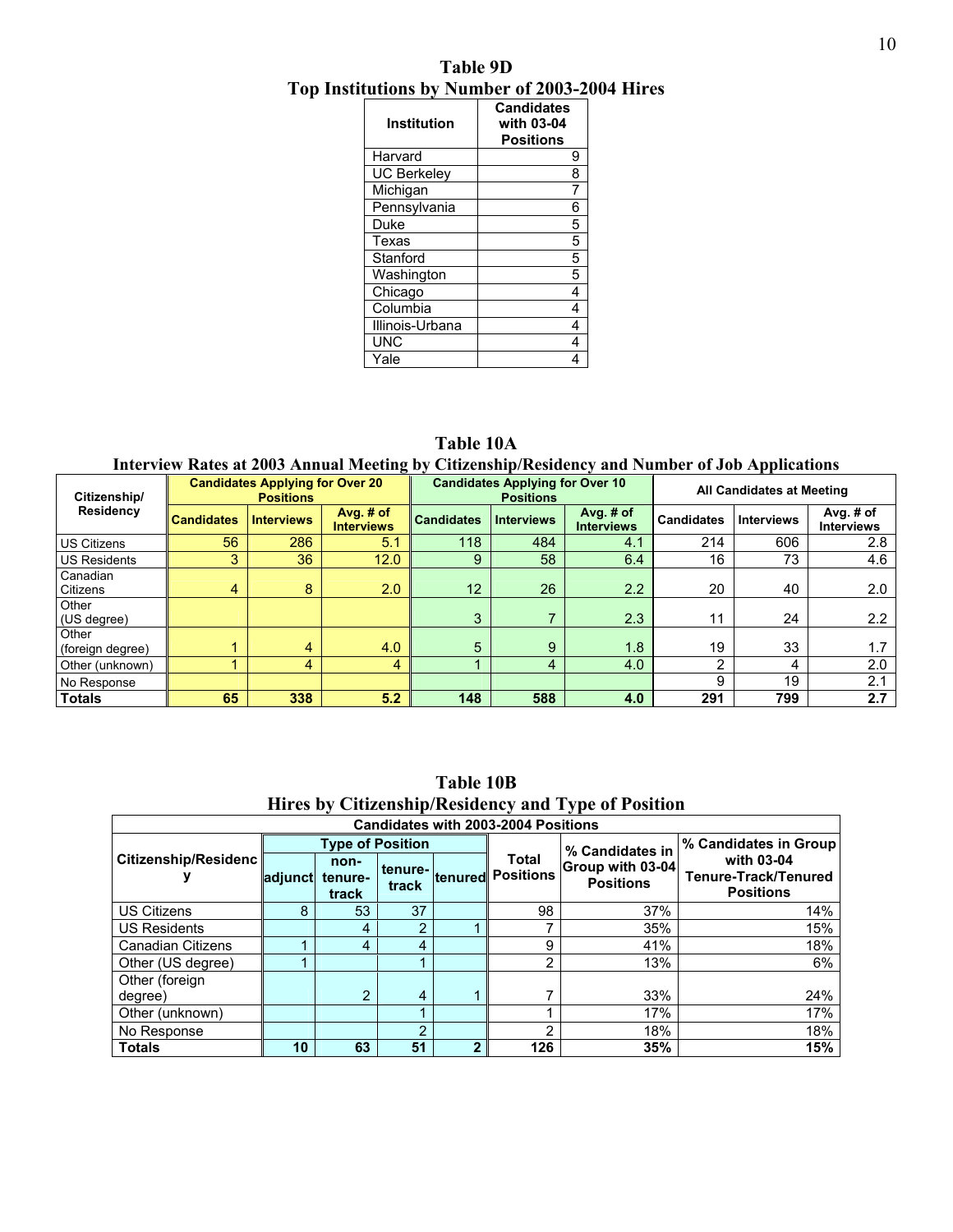### Table 9D
### Top Institutions by Number of 2003-2004 Hires

| Institution | Candidates with 03-04 Positions |
|---|---|
| Harvard | 9 |
| UC Berkeley | 8 |
| Michigan | 7 |
| Pennsylvania | 6 |
| Duke | 5 |
| Texas | 5 |
| Stanford | 5 |
| Washington | 5 |
| Chicago | 4 |
| Columbia | 4 |
| Illinois-Urbana | 4 |
| UNC | 4 |
| Yale | 4 |

### Table 10A
### Interview Rates at 2003 Annual Meeting by Citizenship/Residency and Number of Job Applications

| Citizenship/ Residency | Candidates Applying for Over 20 Positions | | | Candidates Applying for Over 10 Positions | | | All Candidates at Meeting | | |
|---|---|---|---|---|---|---|---|---|---|
| | Candidates | Interviews | Avg. # of Interviews | Candidates | Interviews | Avg. # of Interviews | Candidates | Interviews | Avg. # of Interviews |
| US Citizens | 56 | 286 | 5.1 | 118 | 484 | 4.1 | 214 | 606 | 2.8 |
| US Residents | 3 | 36 | 12.0 | 9 | 58 | 6.4 | 16 | 73 | 4.6 |
| Canadian Citizens | 4 | 8 | 2.0 | 12 | 26 | 2.2 | 20 | 40 | 2.0 |
| Other (US degree) | | | | 3 | 7 | 2.3 | 11 | 24 | 2.2 |
| Other (foreign degree) | 1 | 4 | 4.0 | 5 | 9 | 1.8 | 19 | 33 | 1.7 |
| Other (unknown) | 1 | 4 | 4 | 1 | 4 | 4.0 | 2 | 4 | 2.0 |
| No Response | | | | | | | 9 | 19 | 2.1 |
| **Totals** | **65** | **338** | **5.2** | **148** | **588** | **4.0** | **291** | **799** | **2.7** |

### Table 10B
### Hires by Citizenship/Residency and Type of Position

| Candidates with 2003-2004 Positions | | | | | | | |
|---|---|---|---|---|---|---|---|
| Citizenship/Residency | Type of Position | | | | Total Positions | % Candidates in Group with 03-04 Positions | % Candidates in Group with 03-04 Tenure-Track/Tenured Positions |
| | adjunct | non-tenure-track | tenure-track | tenured | | | |
| US Citizens | 8 | 53 | 37 | | 98 | 37% | 14% |
| US Residents | | 4 | 2 | 1 | 7 | 35% | 15% |
| Canadian Citizens | 1 | 4 | 4 | | 9 | 41% | 18% |
| Other (US degree) | 1 | | 1 | | 2 | 13% | 6% |
| Other (foreign degree) | | 2 | 4 | 1 | 7 | 33% | 24% |
| Other (unknown) | | | 1 | | 1 | 17% | 17% |
| No Response | | | 2 | | 2 | 18% | 18% |
| **Totals** | **10** | **63** | **51** | **2** | **126** | **35%** | **15%** |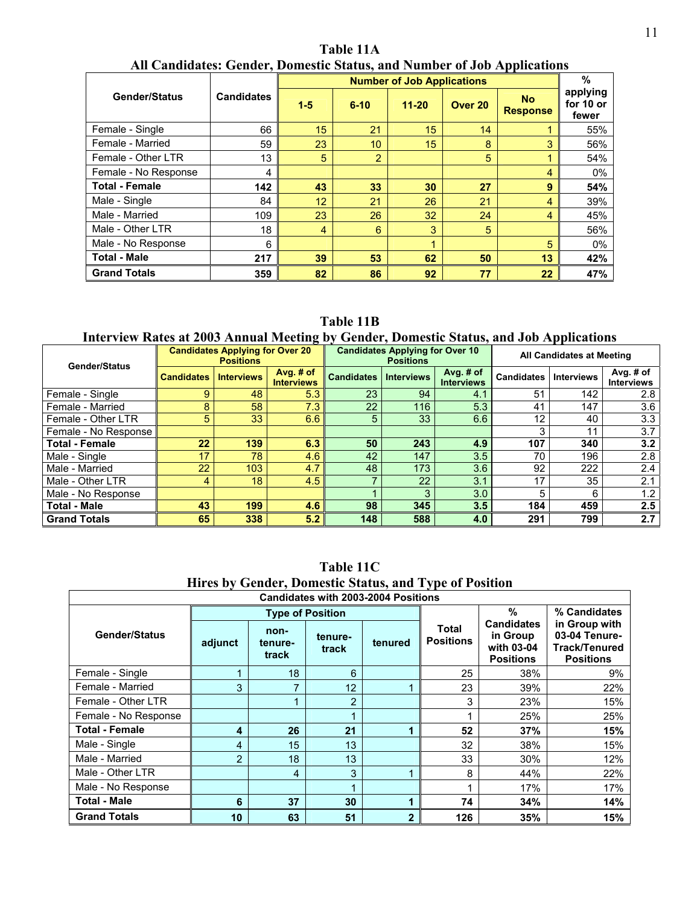## Table 11A
## All Candidates: Gender, Domestic Status, and Number of Job Applications

| Gender/Status | Candidates | Number of Job Applications | | | | | % applying for 10 or fewer |
|---|---|---|---|---|---|---|---|
| | | 1-5 | 6-10 | 11-20 | Over 20 | No Response | |
| Female - Single | 66 | 15 | 21 | 15 | 14 | 1 | 55% |
| Female - Married | 59 | 23 | 10 | 15 | 8 | 3 | 56% |
| Female - Other LTR | 13 | 5 | 2 | | 5 | 1 | 54% |
| Female - No Response | 4 | | | | | 4 | 0% |
| **Total - Female** | **142** | **43** | **33** | **30** | **27** | **9** | **54%** |
| Male - Single | 84 | 12 | 21 | 26 | 21 | 4 | 39% |
| Male - Married | 109 | 23 | 26 | 32 | 24 | 4 | 45% |
| Male - Other LTR | 18 | 4 | 6 | 3 | 5 | | 56% |
| Male - No Response | 6 | | | 1 | | 5 | 0% |
| **Total - Male** | **217** | **39** | **53** | **62** | **50** | **13** | **42%** |
| **Grand Totals** | **359** | **82** | **86** | **92** | **77** | **22** | **47%** |

## Table 11B
## Interview Rates at 2003 Annual Meeting by Gender, Domestic Status, and Job Applications

| Gender/Status | Candidates Applying for Over 20 Positions | | | Candidates Applying for Over 10 Positions | | | All Candidates at Meeting | | |
|---|---|---|---|---|---|---|---|---|---|
| | Candidates | Interviews | Avg. # of Interviews | Candidates | Interviews | Avg. # of Interviews | Candidates | Interviews | Avg. # of Interviews |
| Female - Single | 9 | 48 | 5.3 | 23 | 94 | 4.1 | 51 | 142 | 2.8 |
| Female - Married | 8 | 58 | 7.3 | 22 | 116 | 5.3 | 41 | 147 | 3.6 |
| Female - Other LTR | 5 | 33 | 6.6 | 5 | 33 | 6.6 | 12 | 40 | 3.3 |
| Female - No Response | | | | | | | 3 | 11 | 3.7 |
| **Total - Female** | **22** | **139** | **6.3** | **50** | **243** | **4.9** | **107** | **340** | **3.2** |
| Male - Single | 17 | 78 | 4.6 | 42 | 147 | 3.5 | 70 | 196 | 2.8 |
| Male - Married | 22 | 103 | 4.7 | 48 | 173 | 3.6 | 92 | 222 | 2.4 |
| Male - Other LTR | 4 | 18 | 4.5 | 7 | 22 | 3.1 | 17 | 35 | 2.1 |
| Male - No Response | | | | 1 | 3 | 3.0 | 5 | 6 | 1.2 |
| **Total - Male** | **43** | **199** | **4.6** | **98** | **345** | **3.5** | **184** | **459** | **2.5** |
| **Grand Totals** | **65** | **338** | **5.2** | **148** | **588** | **4.0** | **291** | **799** | **2.7** |

## Table 11C
## Hires by Gender, Domestic Status, and Type of Position

| Candidates with 2003-2004 Positions | | | | | | | |
|---|---|---|---|---|---|---|---|
| Gender/Status | Type of Position | | | | Total Positions | % Candidates in Group with 03-04 Positions | % Candidates in Group with 03-04 Tenure-Track/Tenured Positions |
| | adjunct | non-tenure-track | tenure-track | tenured | | | |
| Female - Single | 1 | 18 | 6 | | 25 | 38% | 9% |
| Female - Married | 3 | 7 | 12 | 1 | 23 | 39% | 22% |
| Female - Other LTR | | 1 | 2 | | 3 | 23% | 15% |
| Female - No Response | | | 1 | | 1 | 25% | 25% |
| **Total - Female** | **4** | **26** | **21** | **1** | **52** | **37%** | **15%** |
| Male - Single | 4 | 15 | 13 | | 32 | 38% | 15% |
| Male - Married | 2 | 18 | 13 | | 33 | 30% | 12% |
| Male - Other LTR | | 4 | 3 | 1 | 8 | 44% | 22% |
| Male - No Response | | | 1 | | 1 | 17% | 17% |
| **Total - Male** | **6** | **37** | **30** | **1** | **74** | **34%** | **14%** |
| **Grand Totals** | **10** | **63** | **51** | **2** | **126** | **35%** | **15%** |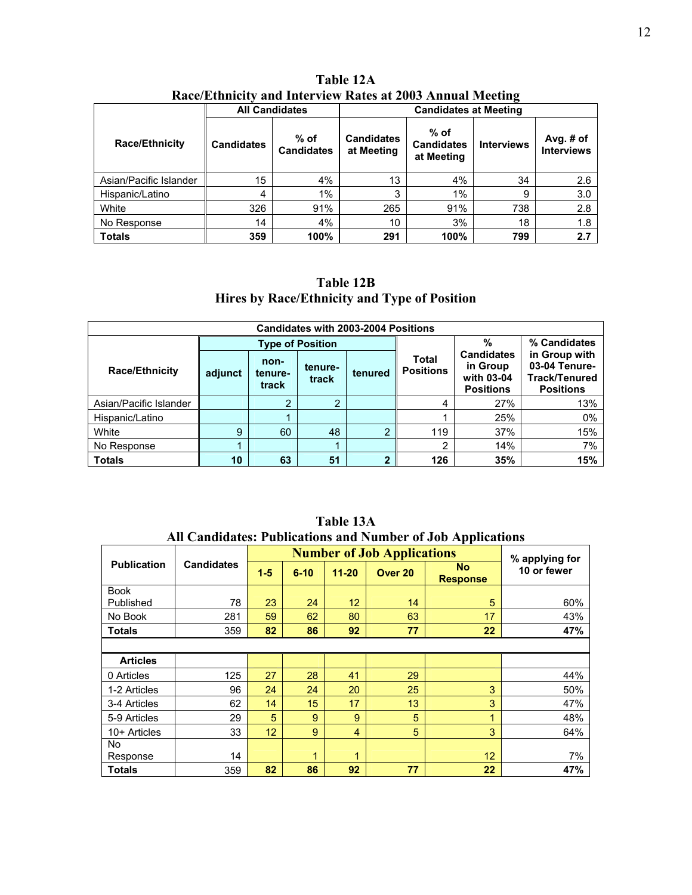**Table 12A**
**Race/Ethnicity and Interview Rates at 2003 Annual Meeting**

| Race/Ethnicity | All Candidates | | Candidates at Meeting | | | |
|---|---|---|---|---|---|---|
| | Candidates | % of Candidates | Candidates at Meeting | % of Candidates at Meeting | Interviews | Avg. # of Interviews |
| Asian/Pacific Islander | 15 | 4% | 13 | 4% | 34 | 2.6 |
| Hispanic/Latino | 4 | 1% | 3 | 1% | 9 | 3.0 |
| White | 326 | 91% | 265 | 91% | 738 | 2.8 |
| No Response | 14 | 4% | 10 | 3% | 18 | 1.8 |
| **Totals** | **359** | **100%** | **291** | **100%** | **799** | **2.7** |

**Table 12B**
**Hires by Race/Ethnicity and Type of Position**

| Candidates with 2003-2004 Positions | | | | | | | |
|---|---|---|---|---|---|---|---|
| Race/Ethnicity | Type of Position | | | | Total Positions | % Candidates in Group with 03-04 Positions | % Candidates in Group with 03-04 Tenure-Track/Tenured Positions |
| | adjunct | non-tenure-track | tenure-track | tenured | | | |
| Asian/Pacific Islander | | 2 | 2 | | 4 | 27% | 13% |
| Hispanic/Latino | | 1 | | | 1 | 25% | 0% |
| White | 9 | 60 | 48 | 2 | 119 | 37% | 15% |
| No Response | 1 | | 1 | | 2 | 14% | 7% |
| **Totals** | **10** | **63** | **51** | **2** | **126** | **35%** | **15%** |

**Table 13A**
**All Candidates: Publications and Number of Job Applications**

| Publication | Candidates | Number of Job Applications | | | | | % applying for 10 or fewer |
|---|---|---|---|---|---|---|---|
| | | 1-5 | 6-10 | 11-20 | Over 20 | No Response | |
| Book Published | 78 | 23 | 24 | 12 | 14 | 5 | 60% |
| No Book | 281 | 59 | 62 | 80 | 63 | 17 | 43% |
| **Totals** | 359 | **82** | **86** | **92** | **77** | **22** | **47%** |
| | | | | | | | |
| **Articles** | | | | | | | |
| 0 Articles | 125 | 27 | 28 | 41 | 29 | | 44% |
| 1-2 Articles | 96 | 24 | 24 | 20 | 25 | 3 | 50% |
| 3-4 Articles | 62 | 14 | 15 | 17 | 13 | 3 | 47% |
| 5-9 Articles | 29 | 5 | 9 | 9 | 5 | 1 | 48% |
| 10+ Articles | 33 | 12 | 9 | 4 | 5 | 3 | 64% |
| No Response | 14 | | 1 | 1 | | 12 | 7% |
| **Totals** | 359 | **82** | **86** | **92** | **77** | **22** | **47%** |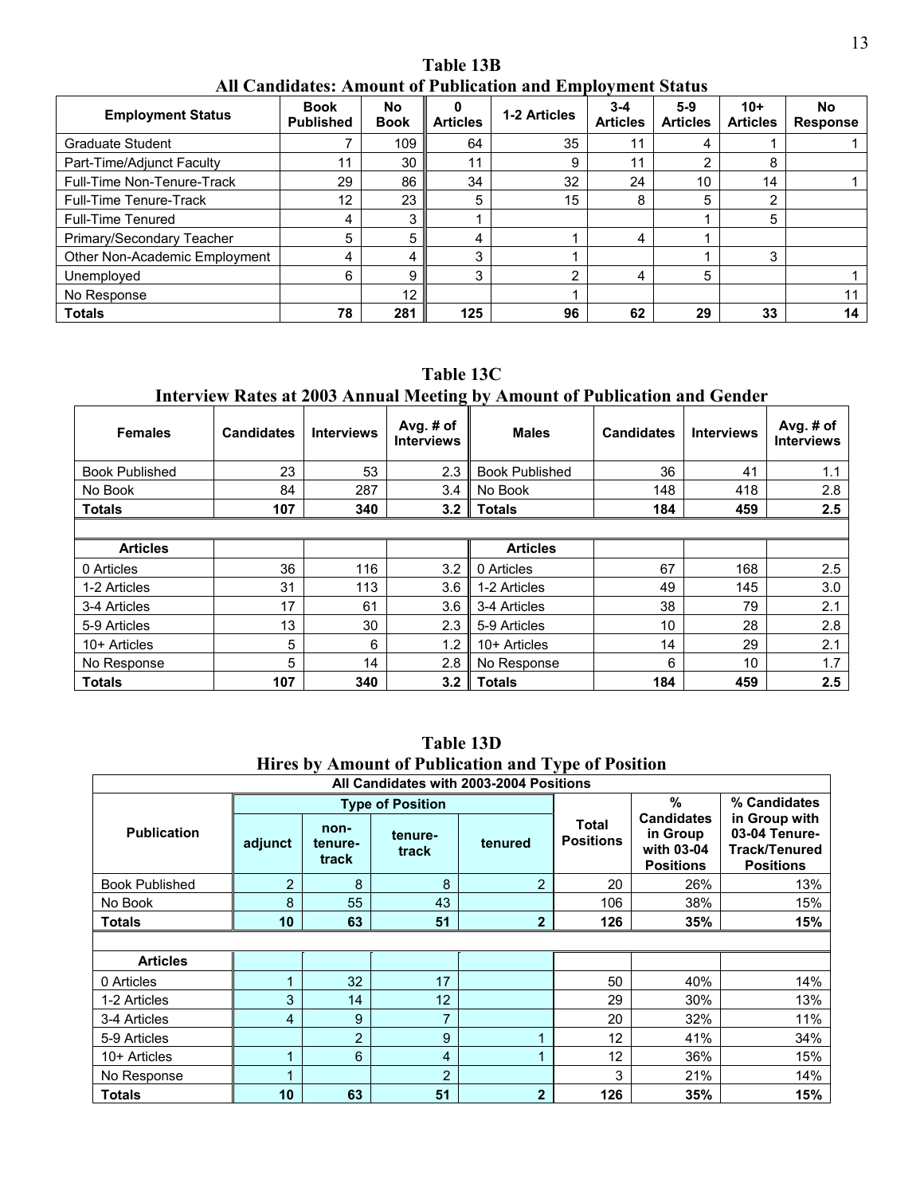## Table 13B
### All Candidates: Amount of Publication and Employment Status

| Employment Status | Book Published | No Book | 0 Articles | 1-2 Articles | 3-4 Articles | 5-9 Articles | 10+ Articles | No Response |
|---|---|---|---|---|---|---|---|---|
| Graduate Student | 7 | 109 | 64 | 35 | 11 | 4 | 1 | 1 |
| Part-Time/Adjunct Faculty | 11 | 30 | 11 | 9 | 11 | 2 | 8 | |
| Full-Time Non-Tenure-Track | 29 | 86 | 34 | 32 | 24 | 10 | 14 | 1 |
| Full-Time Tenure-Track | 12 | 23 | 5 | 15 | 8 | 5 | 2 | |
| Full-Time Tenured | 4 | 3 | 1 | | | 1 | 5 | |
| Primary/Secondary Teacher | 5 | 5 | 4 | 1 | 4 | 1 | | |
| Other Non-Academic Employment | 4 | 4 | 3 | 1 | | 1 | 3 | |
| Unemployed | 6 | 9 | 3 | 2 | 4 | 5 | | 1 |
| No Response | | 12 | | 1 | | | | 11 |
| **Totals** | **78** | **281** | **125** | **96** | **62** | **29** | **33** | **14** |

## Table 13C
### Interview Rates at 2003 Annual Meeting by Amount of Publication and Gender

| Females | Candidates | Interviews | Avg. # of Interviews | Males | Candidates | Interviews | Avg. # of Interviews |
|---|---|---|---|---|---|---|---|
| Book Published | 23 | 53 | 2.3 | Book Published | 36 | 41 | 1.1 |
| No Book | 84 | 287 | 3.4 | No Book | 148 | 418 | 2.8 |
| **Totals** | **107** | **340** | **3.2** | **Totals** | **184** | **459** | **2.5** |
| | | | | | | | |
| **Articles** | | | | **Articles** | | | |
| 0 Articles | 36 | 116 | 3.2 | 0 Articles | 67 | 168 | 2.5 |
| 1-2 Articles | 31 | 113 | 3.6 | 1-2 Articles | 49 | 145 | 3.0 |
| 3-4 Articles | 17 | 61 | 3.6 | 3-4 Articles | 38 | 79 | 2.1 |
| 5-9 Articles | 13 | 30 | 2.3 | 5-9 Articles | 10 | 28 | 2.8 |
| 10+ Articles | 5 | 6 | 1.2 | 10+ Articles | 14 | 29 | 2.1 |
| No Response | 5 | 14 | 2.8 | No Response | 6 | 10 | 1.7 |
| **Totals** | **107** | **340** | **3.2** | **Totals** | **184** | **459** | **2.5** |

## Table 13D
### Hires by Amount of Publication and Type of Position

| All Candidates with 2003-2004 Positions | | | | | | | |
|---|---|---|---|---|---|---|---|
| **Publication** | **Type of Position** | | | | **Total Positions** | **% Candidates in Group with 03-04 Positions** | **% Candidates in Group with 03-04 Tenure-Track/Tenured Positions** |
| | **adjunct** | **non-tenure-track** | **tenure-track** | **tenured** | | | |
| Book Published | 2 | 8 | 8 | 2 | 20 | 26% | 13% |
| No Book | 8 | 55 | 43 | | 106 | 38% | 15% |
| **Totals** | **10** | **63** | **51** | **2** | **126** | **35%** | **15%** |
| | | | | | | | |
| **Articles** | | | | | | | |
| 0 Articles | 1 | 32 | 17 | | 50 | 40% | 14% |
| 1-2 Articles | 3 | 14 | 12 | | 29 | 30% | 13% |
| 3-4 Articles | 4 | 9 | 7 | | 20 | 32% | 11% |
| 5-9 Articles | | 2 | 9 | 1 | 12 | 41% | 34% |
| 10+ Articles | 1 | 6 | 4 | 1 | 12 | 36% | 15% |
| No Response | 1 | | 2 | | 3 | 21% | 14% |
| **Totals** | **10** | **63** | **51** | **2** | **126** | **35%** | **15%** |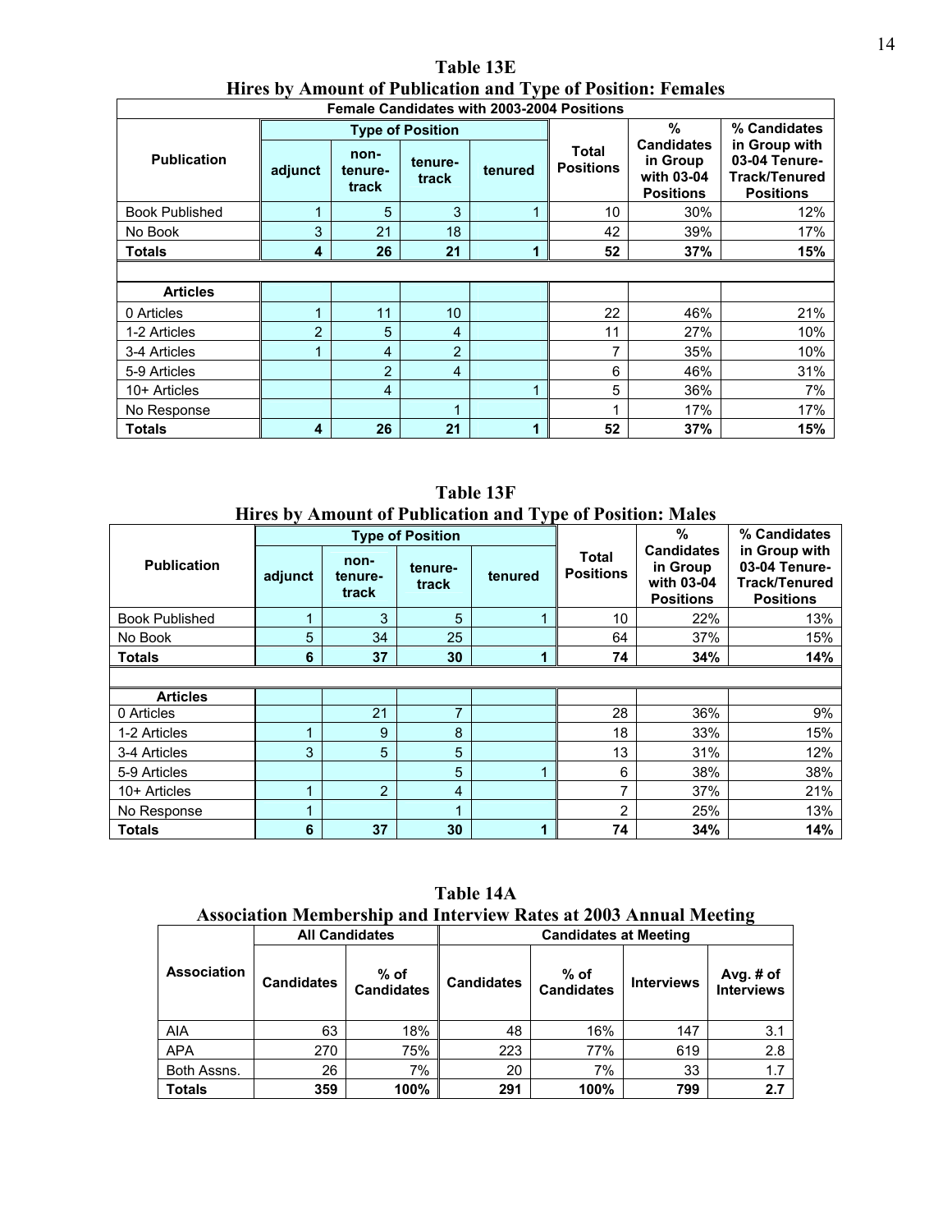## Table 13E
## Hires by Amount of Publication and Type of Position: Females

| Female Candidates with 2003-2004 Positions | | | | | | | |
|---|---|---|---|---|---|---|---|
| **Publication** | **Type of Position** | | | | **Total Positions** | **% Candidates in Group with 03-04 Positions** | **% Candidates in Group with 03-04 Tenure-Track/Tenured Positions** |
| | **adjunct** | **non-tenure-track** | **tenure-track** | **tenured** | | | |
| Book Published | 1 | 5 | 3 | 1 | 10 | 30% | 12% |
| No Book | 3 | 21 | 18 | | 42 | 39% | 17% |
| **Totals** | **4** | **26** | **21** | **1** | **52** | **37%** | **15%** |
| | | | | | | | |
| **Articles** | | | | | | | |
| 0 Articles | 1 | 11 | 10 | | 22 | 46% | 21% |
| 1-2 Articles | 2 | 5 | 4 | | 11 | 27% | 10% |
| 3-4 Articles | 1 | 4 | 2 | | 7 | 35% | 10% |
| 5-9 Articles | | 2 | 4 | | 6 | 46% | 31% |
| 10+ Articles | | 4 | | 1 | 5 | 36% | 7% |
| No Response | | | 1 | | 1 | 17% | 17% |
| **Totals** | **4** | **26** | **21** | **1** | **52** | **37%** | **15%** |

## Table 13F
## Hires by Amount of Publication and Type of Position: Males

| **Publication** | **Type of Position** | | | | **Total Positions** | **% Candidates in Group with 03-04 Positions** | **% Candidates in Group with 03-04 Tenure-Track/Tenured Positions** |
|---|---|---|---|---|---|---|---|
| | **adjunct** | **non-tenure-track** | **tenure-track** | **tenured** | | | |
| Book Published | 1 | 3 | 5 | 1 | 10 | 22% | 13% |
| No Book | 5 | 34 | 25 | | 64 | 37% | 15% |
| **Totals** | **6** | **37** | **30** | **1** | **74** | **34%** | **14%** |
| | | | | | | | |
| **Articles** | | | | | | | |
| 0 Articles | | 21 | 7 | | 28 | 36% | 9% |
| 1-2 Articles | 1 | 9 | 8 | | 18 | 33% | 15% |
| 3-4 Articles | 3 | 5 | 5 | | 13 | 31% | 12% |
| 5-9 Articles | | | 5 | 1 | 6 | 38% | 38% |
| 10+ Articles | 1 | 2 | 4 | | 7 | 37% | 21% |
| No Response | 1 | | 1 | | 2 | 25% | 13% |
| **Totals** | **6** | **37** | **30** | **1** | **74** | **34%** | **14%** |

## Table 14A
## Association Membership and Interview Rates at 2003 Annual Meeting

| **Association** | **All Candidates** | | **Candidates at Meeting** | | | |
|---|---|---|---|---|---|---|
| | **Candidates** | **% of Candidates** | **Candidates** | **% of Candidates** | **Interviews** | **Avg. # of Interviews** |
| AIA | 63 | 18% | 48 | 16% | 147 | 3.1 |
| APA | 270 | 75% | 223 | 77% | 619 | 2.8 |
| Both Assns. | 26 | 7% | 20 | 7% | 33 | 1.7 |
| **Totals** | **359** | **100%** | **291** | **100%** | **799** | **2.7** |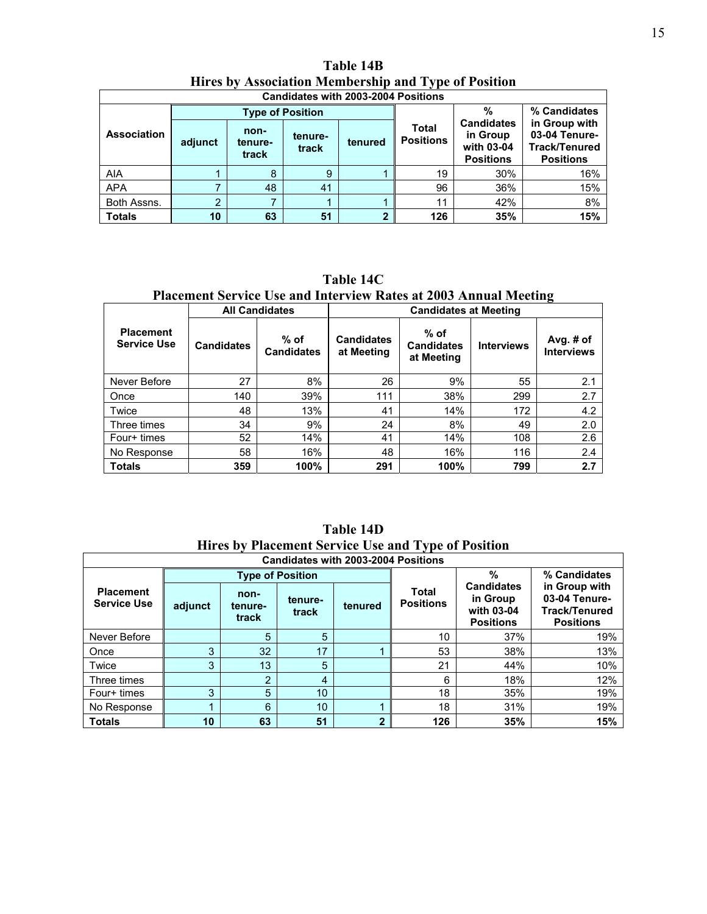## Table 14B
## Hires by Association Membership and Type of Position

| Candidates with 2003-2004 Positions | | | | | | | |
|---|---|---|---|---|---|---|---|
| Association | Type of Position | | | | Total Positions | % Candidates in Group with 03-04 Positions | % Candidates in Group with 03-04 Tenure-Track/Tenured Positions |
| | adjunct | non-tenure-track | tenure-track | tenured | | | |
| AIA | 1 | 8 | 9 | 1 | 19 | 30% | 16% |
| APA | 7 | 48 | 41 | | 96 | 36% | 15% |
| Both Assns. | 2 | 7 | 1 | 1 | 11 | 42% | 8% |
| **Totals** | **10** | **63** | **51** | **2** | **126** | **35%** | **15%** |

## Table 14C
## Placement Service Use and Interview Rates at 2003 Annual Meeting

| Placement Service Use | All Candidates | | Candidates at Meeting | | | |
|---|---|---|---|---|---|---|
| | Candidates | % of Candidates | Candidates at Meeting | % of Candidates at Meeting | Interviews | Avg. # of Interviews |
| Never Before | 27 | 8% | 26 | 9% | 55 | 2.1 |
| Once | 140 | 39% | 111 | 38% | 299 | 2.7 |
| Twice | 48 | 13% | 41 | 14% | 172 | 4.2 |
| Three times | 34 | 9% | 24 | 8% | 49 | 2.0 |
| Four+ times | 52 | 14% | 41 | 14% | 108 | 2.6 |
| No Response | 58 | 16% | 48 | 16% | 116 | 2.4 |
| **Totals** | **359** | **100%** | **291** | **100%** | **799** | **2.7** |

## Table 14D
## Hires by Placement Service Use and Type of Position

| Candidates with 2003-2004 Positions | | | | | | | |
|---|---|---|---|---|---|---|---|
| Placement Service Use | Type of Position | | | | Total Positions | % Candidates in Group with 03-04 Positions | % Candidates in Group with 03-04 Tenure-Track/Tenured Positions |
| | adjunct | non-tenure-track | tenure-track | tenured | | | |
| Never Before | | 5 | 5 | | 10 | 37% | 19% |
| Once | 3 | 32 | 17 | 1 | 53 | 38% | 13% |
| Twice | 3 | 13 | 5 | | 21 | 44% | 10% |
| Three times | | 2 | 4 | | 6 | 18% | 12% |
| Four+ times | 3 | 5 | 10 | | 18 | 35% | 19% |
| No Response | 1 | 6 | 10 | 1 | 18 | 31% | 19% |
| **Totals** | **10** | **63** | **51** | **2** | **126** | **35%** | **15%** |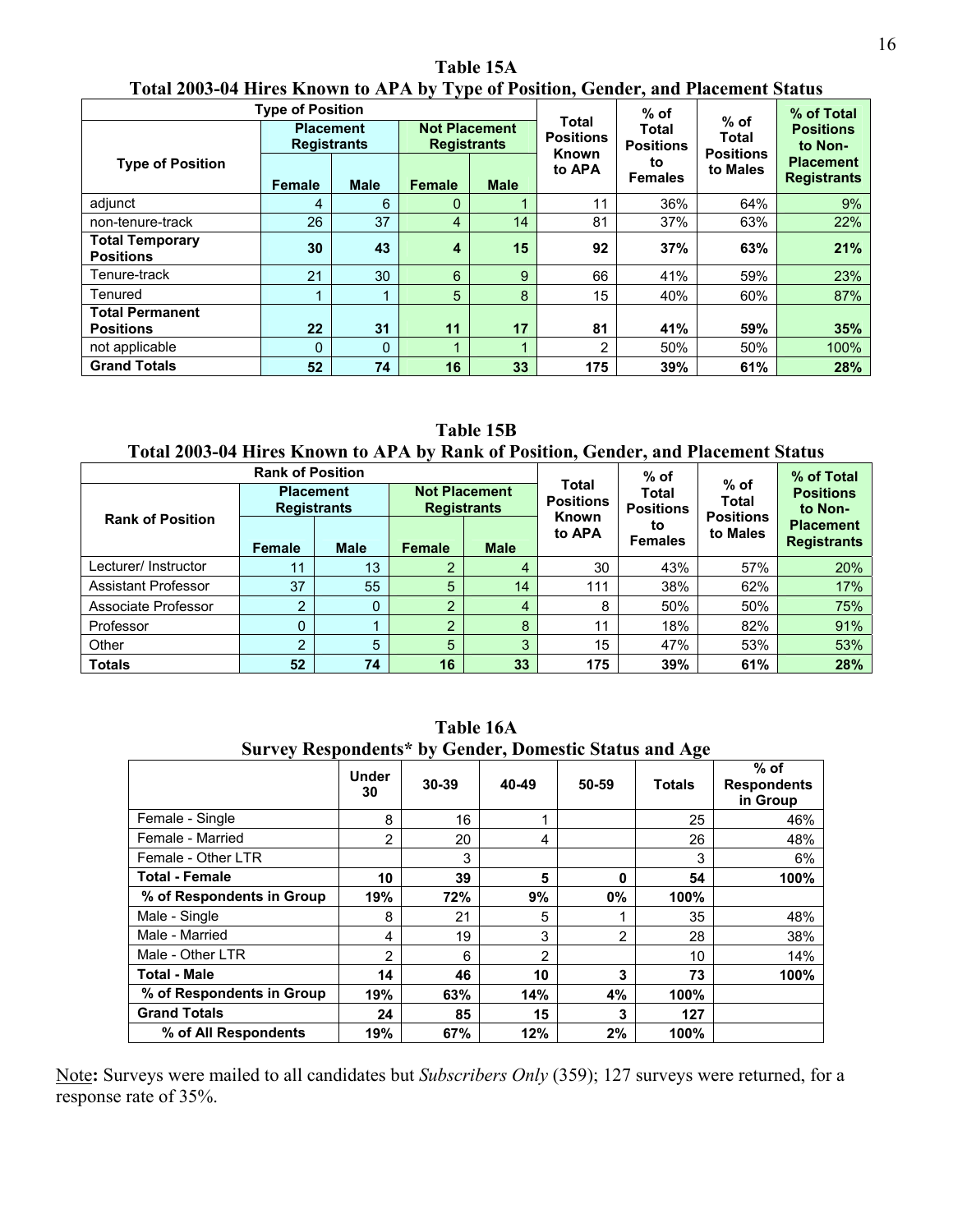**Table 15A**
**Total 2003-04 Hires Known to APA by Type of Position, Gender, and Placement Status**

| Type of Position | Placement Registrants | | Not Placement Registrants | | Total Positions Known to APA | % of Total Positions to Females | % of Total Positions to Males | % of Total Positions to Non-Placement Registrants |
|---|---|---|---|---|---|---|---|---|
| | Female | Male | Female | Male | | | | |
| adjunct | 4 | 6 | 0 | 1 | 11 | 36% | 64% | 9% |
| non-tenure-track | 26 | 37 | 4 | 14 | 81 | 37% | 63% | 22% |
| **Total Temporary Positions** | **30** | **43** | **4** | **15** | **92** | **37%** | **63%** | **21%** |
| Tenure-track | 21 | 30 | 6 | 9 | 66 | 41% | 59% | 23% |
| Tenured | 1 | 1 | 5 | 8 | 15 | 40% | 60% | 87% |
| **Total Permanent Positions** | **22** | **31** | **11** | **17** | **81** | **41%** | **59%** | **35%** |
| not applicable | 0 | 0 | 1 | 1 | 2 | 50% | 50% | 100% |
| **Grand Totals** | **52** | **74** | **16** | **33** | **175** | **39%** | **61%** | **28%** |

**Table 15B**
**Total 2003-04 Hires Known to APA by Rank of Position, Gender, and Placement Status**

| Rank of Position | Placement Registrants | | Not Placement Registrants | | Total Positions Known to APA | % of Total Positions to Females | % of Total Positions to Males | % of Total Positions to Non-Placement Registrants |
|---|---|---|---|---|---|---|---|---|
| | Female | Male | Female | Male | | | | |
| Lecturer/ Instructor | 11 | 13 | 2 | 4 | 30 | 43% | 57% | 20% |
| Assistant Professor | 37 | 55 | 5 | 14 | 111 | 38% | 62% | 17% |
| Associate Professor | 2 | 0 | 2 | 4 | 8 | 50% | 50% | 75% |
| Professor | 0 | 1 | 2 | 8 | 11 | 18% | 82% | 91% |
| Other | 2 | 5 | 5 | 3 | 15 | 47% | 53% | 53% |
| **Totals** | **52** | **74** | **16** | **33** | **175** | **39%** | **61%** | **28%** |

**Table 16A**
**Survey Respondents* by Gender, Domestic Status and Age**

| | Under 30 | 30-39 | 40-49 | 50-59 | Totals | % of Respondents in Group |
|---|---|---|---|---|---|---|
| Female - Single | 8 | 16 | 1 | | 25 | 46% |
| Female - Married | 2 | 20 | 4 | | 26 | 48% |
| Female - Other LTR | | 3 | | | 3 | 6% |
| **Total - Female** | **10** | **39** | **5** | **0** | **54** | **100%** |
| **% of Respondents in Group** | **19%** | **72%** | **9%** | **0%** | **100%** | |
| Male - Single | 8 | 21 | 5 | 1 | 35 | 48% |
| Male - Married | 4 | 19 | 3 | 2 | 28 | 38% |
| Male - Other LTR | 2 | 6 | 2 | | 10 | 14% |
| **Total - Male** | **14** | **46** | **10** | **3** | **73** | **100%** |
| **% of Respondents in Group** | **19%** | **63%** | **14%** | **4%** | **100%** | |
| **Grand Totals** | **24** | **85** | **15** | **3** | **127** | |
| **% of All Respondents** | **19%** | **67%** | **12%** | **2%** | **100%** | |

Note**:** Surveys were mailed to all candidates but *Subscribers Only* (359); 127 surveys were returned, for a response rate of 35%.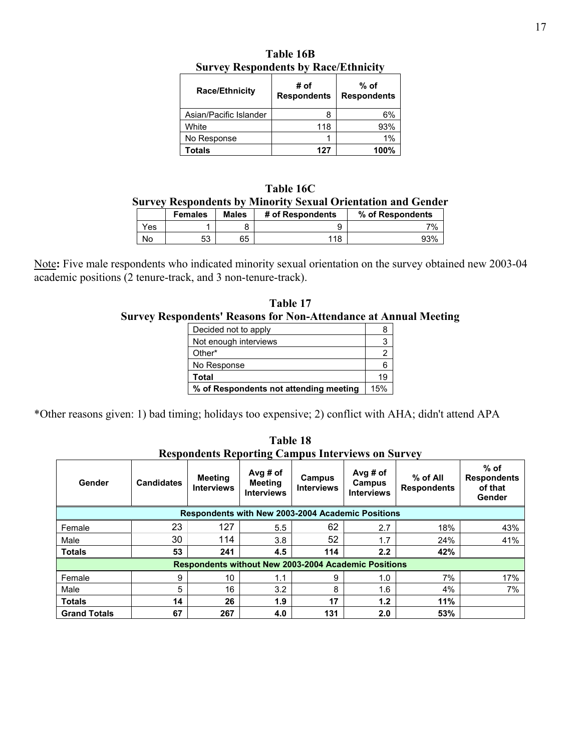**Table 16B**
**Survey Respondents by Race/Ethnicity**

| Race/Ethnicity | # of Respondents | % of Respondents |
|---|---|---|
| Asian/Pacific Islander | 8 | 6% |
| White | 118 | 93% |
| No Response | 1 | 1% |
| **Totals** | **127** | **100%** |

**Table 16C**
**Survey Respondents by Minority Sexual Orientation and Gender**

| | Females | Males | # of Respondents | % of Respondents |
|---|---|---|---|---|
| Yes | 1 | 8 | 9 | 7% |
| No | 53 | 65 | 118 | 93% |

Note**:** Five male respondents who indicated minority sexual orientation on the survey obtained new 2003-04 academic positions (2 tenure-track, and 3 non-tenure-track).

**Table 17**
**Survey Respondents' Reasons for Non-Attendance at Annual Meeting**

| | |
|---|---|
| Decided not to apply | 8 |
| Not enough interviews | 3 |
| Other* | 2 |
| No Response | 6 |
| **Total** | 19 |
| **% of Respondents not attending meeting** | 15% |

*Other reasons given: 1) bad timing; holidays too expensive; 2) conflict with AHA; didn't attend APA

**Table 18**
**Respondents Reporting Campus Interviews on Survey**

| Gender | Candidates | Meeting Interviews | Avg # of Meeting Interviews | Campus Interviews | Avg # of Campus Interviews | % of All Respondents | % of Respondents of that Gender |
|---|---|---|---|---|---|---|---|
| **Respondents with New 2003-2004 Academic Positions** | | | | | | | |
| Female | 23 | 127 | 5.5 | 62 | 2.7 | 18% | 43% |
| Male | 30 | 114 | 3.8 | 52 | 1.7 | 24% | 41% |
| **Totals** | **53** | **241** | **4.5** | **114** | **2.2** | **42%** | |
| **Respondents without New 2003-2004 Academic Positions** | | | | | | | |
| Female | 9 | 10 | 1.1 | 9 | 1.0 | 7% | 17% |
| Male | 5 | 16 | 3.2 | 8 | 1.6 | 4% | 7% |
| **Totals** | **14** | **26** | **1.9** | **17** | **1.2** | **11%** | |
| **Grand Totals** | **67** | **267** | **4.0** | **131** | **2.0** | **53%** | |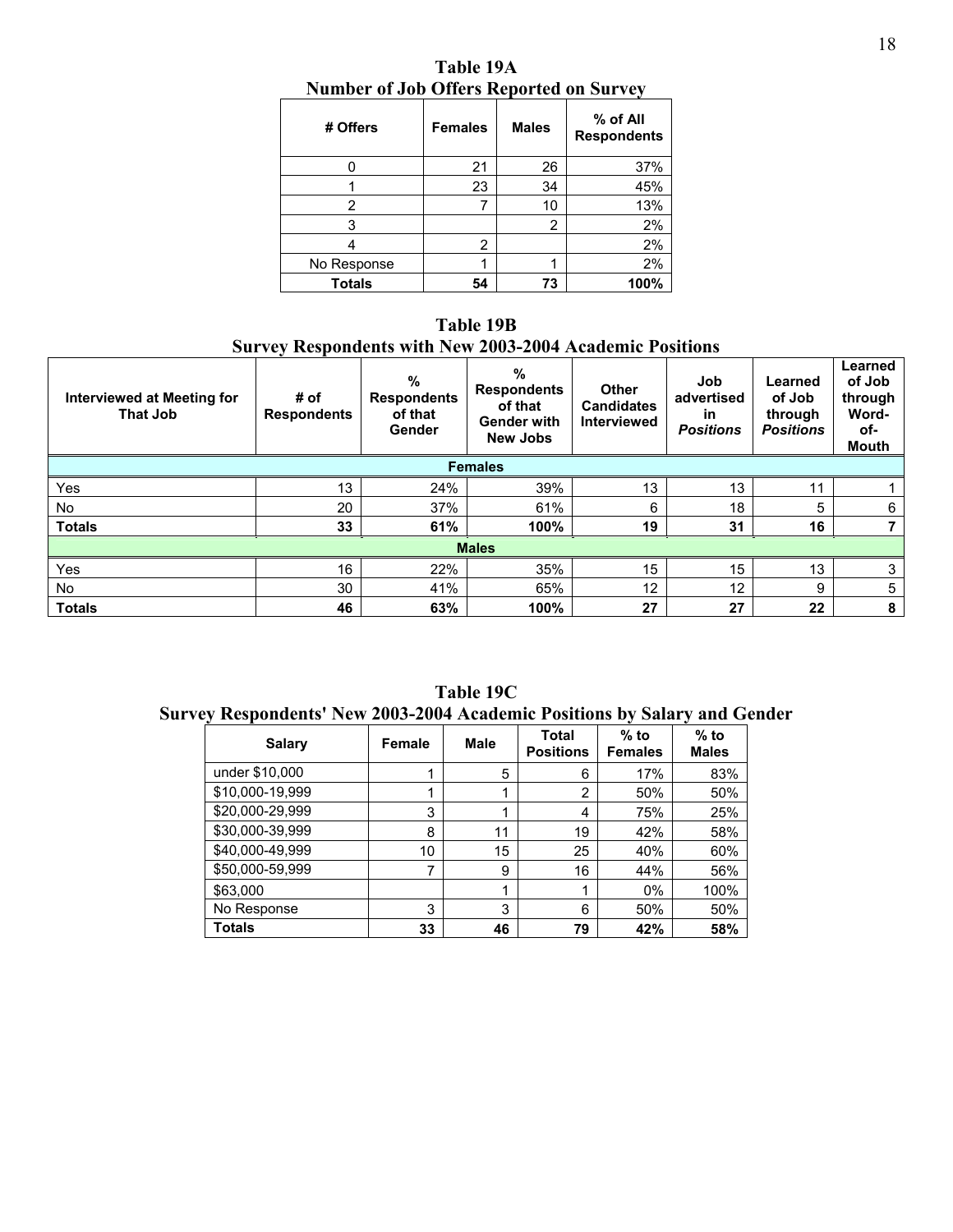**Table 19A**
**Number of Job Offers Reported on Survey**

| # Offers | Females | Males | % of All Respondents |
|---|---|---|---|
| 0 | 21 | 26 | 37% |
| 1 | 23 | 34 | 45% |
| 2 | 7 | 10 | 13% |
| 3 | | 2 | 2% |
| 4 | 2 | | 2% |
| No Response | 1 | 1 | 2% |
| **Totals** | **54** | **73** | **100%** |

**Table 19B**
**Survey Respondents with New 2003-2004 Academic Positions**

| Interviewed at Meeting for That Job | # of Respondents | % Respondents of that Gender | % Respondents of that Gender with New Jobs | Other Candidates Interviewed | Job advertised in *Positions* | Learned of Job through *Positions* | Learned of Job through Word-of-Mouth |
|---|---|---|---|---|---|---|---|
| **Females** | | | | | | | |
| Yes | 13 | 24% | 39% | 13 | 13 | 11 | 1 |
| No | 20 | 37% | 61% | 6 | 18 | 5 | 6 |
| **Totals** | **33** | **61%** | **100%** | **19** | **31** | **16** | **7** |
| **Males** | | | | | | | |
| Yes | 16 | 22% | 35% | 15 | 15 | 13 | 3 |
| No | 30 | 41% | 65% | 12 | 12 | 9 | 5 |
| **Totals** | **46** | **63%** | **100%** | **27** | **27** | **22** | **8** |

**Table 19C**
**Survey Respondents' New 2003-2004 Academic Positions by Salary and Gender**

| Salary | Female | Male | Total Positions | % to Females | % to Males |
|---|---|---|---|---|---|
| under $10,000 | 1 | 5 | 6 | 17% | 83% |
| $10,000-19,999 | 1 | 1 | 2 | 50% | 50% |
| $20,000-29,999 | 3 | 1 | 4 | 75% | 25% |
| $30,000-39,999 | 8 | 11 | 19 | 42% | 58% |
| $40,000-49,999 | 10 | 15 | 25 | 40% | 60% |
| $50,000-59,999 | 7 | 9 | 16 | 44% | 56% |
| $63,000 | | 1 | 1 | 0% | 100% |
| No Response | 3 | 3 | 6 | 50% | 50% |
| **Totals** | **33** | **46** | **79** | **42%** | **58%** |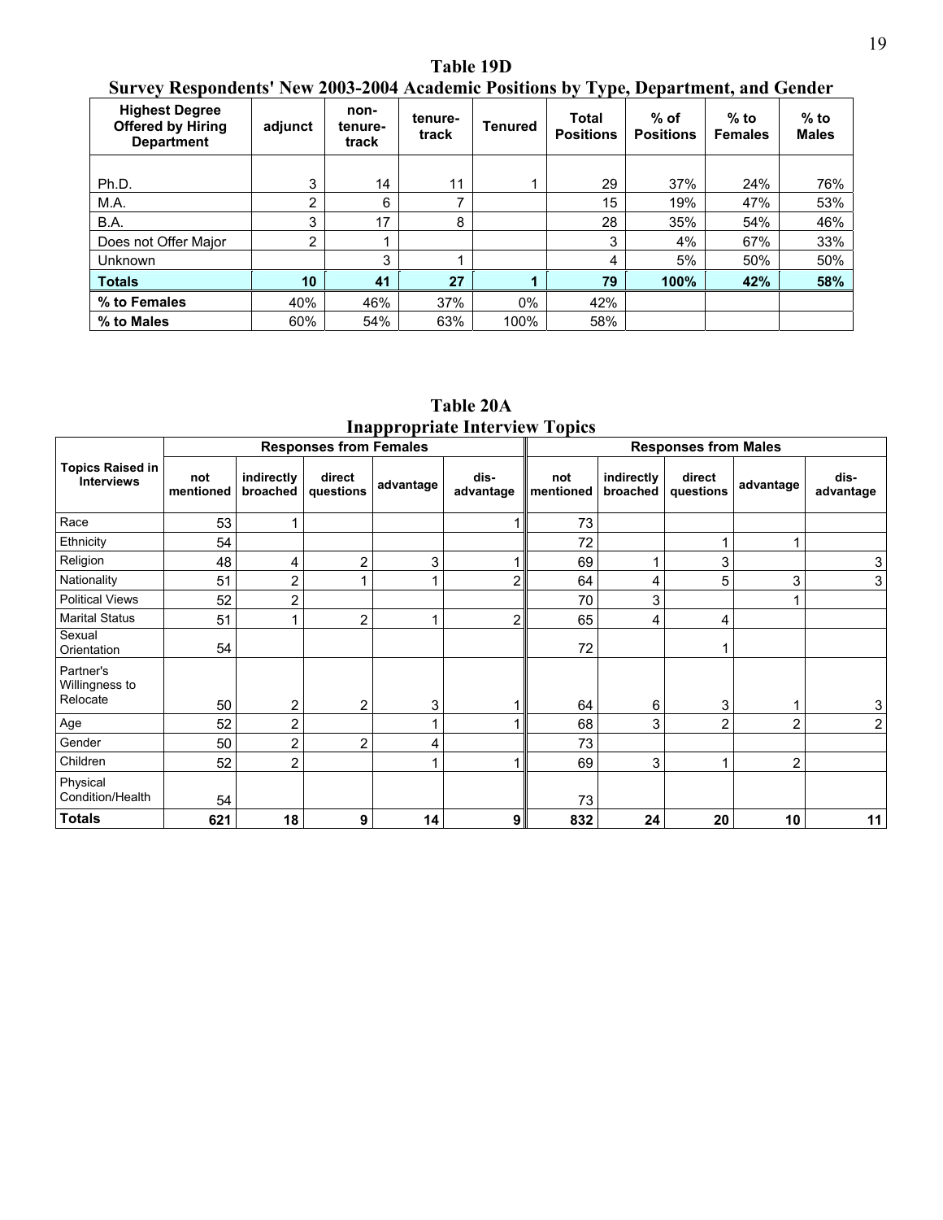## Table 19D
## Survey Respondents' New 2003-2004 Academic Positions by Type, Department, and Gender

| Highest Degree Offered by Hiring Department | adjunct | non-tenure-track | tenure-track | Tenured | Total Positions | % of Positions | % to Females | % to Males |
|---|---|---|---|---|---|---|---|---|
| Ph.D. | 3 | 14 | 11 | 1 | 29 | 37% | 24% | 76% |
| M.A. | 2 | 6 | 7 | | 15 | 19% | 47% | 53% |
| B.A. | 3 | 17 | 8 | | 28 | 35% | 54% | 46% |
| Does not Offer Major | 2 | 1 | | | 3 | 4% | 67% | 33% |
| Unknown | | 3 | 1 | | 4 | 5% | 50% | 50% |
| **Totals** | **10** | **41** | **27** | **1** | **79** | **100%** | **42%** | **58%** |
| **% to Females** | 40% | 46% | 37% | 0% | 42% | | | |
| **% to Males** | 60% | 54% | 63% | 100% | 58% | | | |

## Table 20A
## Inappropriate Interview Topics

| Topics Raised in Interviews | Responses from Females | | | | | Responses from Males | | | | |
|---|---|---|---|---|---|---|---|---|---|---|
| | not mentioned | indirectly broached | direct questions | advantage | dis-advantage | not mentioned | indirectly broached | direct questions | advantage | dis-advantage |
| Race | 53 | 1 | | | 1 | 73 | | | | |
| Ethnicity | 54 | | | | | 72 | | 1 | 1 | |
| Religion | 48 | 4 | 2 | 3 | 1 | 69 | 1 | 3 | | 3 |
| Nationality | 51 | 2 | 1 | 1 | 2 | 64 | 4 | 5 | 3 | 3 |
| Political Views | 52 | 2 | | | | 70 | 3 | | 1 | |
| Marital Status | 51 | 1 | 2 | 1 | 2 | 65 | 4 | 4 | | |
| Sexual Orientation | 54 | | | | | 72 | | 1 | | |
| Partner's Willingness to Relocate | 50 | 2 | 2 | 3 | 1 | 64 | 6 | 3 | 1 | 3 |
| Age | 52 | 2 | | 1 | 1 | 68 | 3 | 2 | 2 | 2 |
| Gender | 50 | 2 | 2 | 4 | | 73 | | | | |
| Children | 52 | 2 | | 1 | 1 | 69 | 3 | 1 | 2 | |
| Physical Condition/Health | 54 | | | | | 73 | | | | |
| **Totals** | **621** | **18** | **9** | **14** | **9** | **832** | **24** | **20** | **10** | **11** |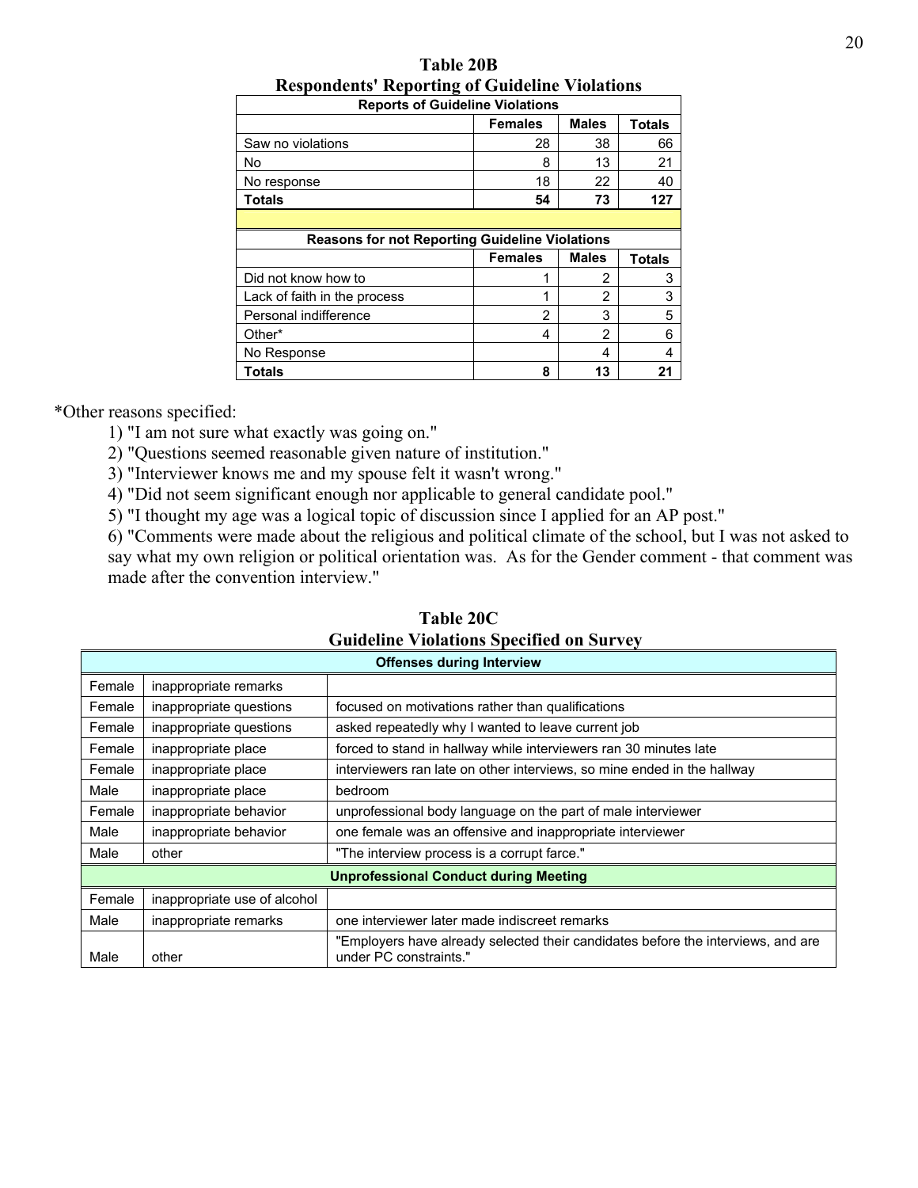**Table 20B**
**Respondents' Reporting of Guideline Violations**

| Reports of Guideline Violations | | | |
|---|---|---|---|
| | Females | Males | Totals |
| Saw no violations | 28 | 38 | 66 |
| No | 8 | 13 | 21 |
| No response | 18 | 22 | 40 |
| **Totals** | **54** | **73** | **127** |
| | | | |
| **Reasons for not Reporting Guideline Violations** | | | |
| | Females | Males | Totals |
| Did not know how to | 1 | 2 | 3 |
| Lack of faith in the process | 1 | 2 | 3 |
| Personal indifference | 2 | 3 | 5 |
| Other* | 4 | 2 | 6 |
| No Response | | 4 | 4 |
| **Totals** | **8** | **13** | **21** |

*Other reasons specified:

1) "I am not sure what exactly was going on."
2) "Questions seemed reasonable given nature of institution."
3) "Interviewer knows me and my spouse felt it wasn't wrong."
4) "Did not seem significant enough nor applicable to general candidate pool."
5) "I thought my age was a logical topic of discussion since I applied for an AP post."
6) "Comments were made about the religious and political climate of the school, but I was not asked to say what my own religion or political orientation was. As for the Gender comment - that comment was made after the convention interview."

**Table 20C**
**Guideline Violations Specified on Survey**

| | | |
|---|---|---|
| **Offenses during Interview** | | |
| Female | inappropriate remarks | |
| Female | inappropriate questions | focused on motivations rather than qualifications |
| Female | inappropriate questions | asked repeatedly why I wanted to leave current job |
| Female | inappropriate place | forced to stand in hallway while interviewers ran 30 minutes late |
| Female | inappropriate place | interviewers ran late on other interviews, so mine ended in the hallway |
| Male | inappropriate place | bedroom |
| Female | inappropriate behavior | unprofessional body language on the part of male interviewer |
| Male | inappropriate behavior | one female was an offensive and inappropriate interviewer |
| Male | other | "The interview process is a corrupt farce." |
| **Unprofessional Conduct during Meeting** | | |
| Female | inappropriate use of alcohol | |
| Male | inappropriate remarks | one interviewer later made indiscreet remarks |
| Male | other | "Employers have already selected their candidates before the interviews, and are under PC constraints." |